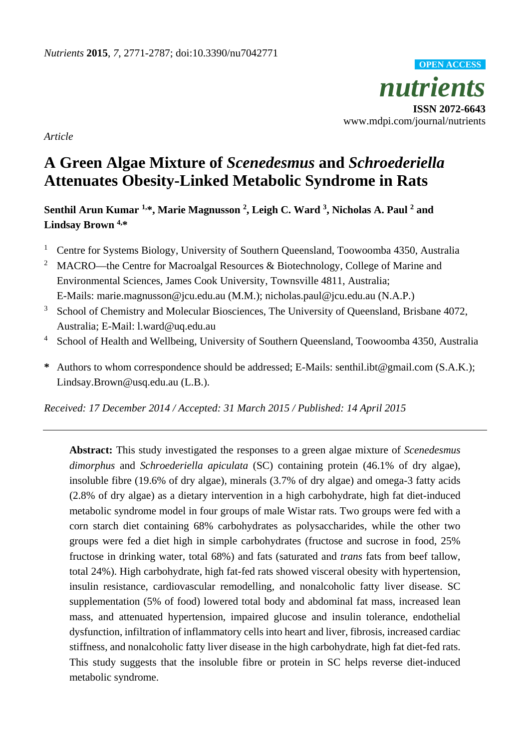*Article*

# A Green Algae Mixture of *Scenedesmus* and *Schroederiella* Attenuates Obesity-Linked Metabolic Syndrome in Rats

**Senthil Arun Kumar [1,*], Marie Magnusson [2], Leigh C. Ward [3], Nicholas A. Paul [2] and Lindsay Brown [4,*]**

[1] Centre for Systems Biology, University of Southern Queensland, Toowoomba 4350, Australia

[2] MACRO—the Centre for Macroalgal Resources & Biotechnology, College of Marine and Environmental Sciences, James Cook University, Townsville 4811, Australia; E-Mails: marie.magnusson@jcu.edu.au (M.M.); nicholas.paul@jcu.edu.au (N.A.P.)

[3] School of Chemistry and Molecular Biosciences, The University of Queensland, Brisbane 4072, Australia; E-Mail: l.ward@uq.edu.au

[4] School of Health and Wellbeing, University of Southern Queensland, Toowoomba 4350, Australia

* Authors to whom correspondence should be addressed; E-Mails: senthil.ibt@gmail.com (S.A.K.); Lindsay.Brown@usq.edu.au (L.B.).

*Received: 17 December 2014 / Accepted: 31 March 2015 / Published: 14 April 2015*

---

**Abstract:** This study investigated the responses to a green algae mixture of *Scenedesmus dimorphus* and *Schroederiella apiculata* (SC) containing protein (46.1% of dry algae), insoluble fibre (19.6% of dry algae), minerals (3.7% of dry algae) and omega-3 fatty acids (2.8% of dry algae) as a dietary intervention in a high carbohydrate, high fat diet-induced metabolic syndrome model in four groups of male Wistar rats. Two groups were fed with a corn starch diet containing 68% carbohydrates as polysaccharides, while the other two groups were fed a diet high in simple carbohydrates (fructose and sucrose in food, 25% fructose in drinking water, total 68%) and fats (saturated and *trans* fats from beef tallow, total 24%). High carbohydrate, high fat-fed rats showed visceral obesity with hypertension, insulin resistance, cardiovascular remodelling, and nonalcoholic fatty liver disease. SC supplementation (5% of food) lowered total body and abdominal fat mass, increased lean mass, and attenuated hypertension, impaired glucose and insulin tolerance, endothelial dysfunction, infiltration of inflammatory cells into heart and liver, fibrosis, increased cardiac stiffness, and nonalcoholic fatty liver disease in the high carbohydrate, high fat diet-fed rats. This study suggests that the insoluble fibre or protein in SC helps reverse diet-induced metabolic syndrome.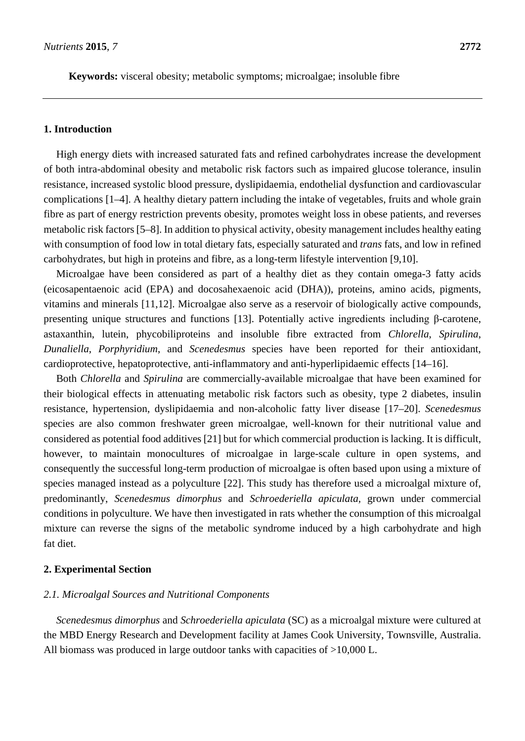**Keywords:** visceral obesity; metabolic symptoms; microalgae; insoluble fibre

## 1. Introduction

High energy diets with increased saturated fats and refined carbohydrates increase the development of both intra-abdominal obesity and metabolic risk factors such as impaired glucose tolerance, insulin resistance, increased systolic blood pressure, dyslipidaemia, endothelial dysfunction and cardiovascular complications [1–4]. A healthy dietary pattern including the intake of vegetables, fruits and whole grain fibre as part of energy restriction prevents obesity, promotes weight loss in obese patients, and reverses metabolic risk factors [5–8]. In addition to physical activity, obesity management includes healthy eating with consumption of food low in total dietary fats, especially saturated and *trans* fats, and low in refined carbohydrates, but high in proteins and fibre, as a long-term lifestyle intervention [9,10].

Microalgae have been considered as part of a healthy diet as they contain omega-3 fatty acids (eicosapentaenoic acid (EPA) and docosahexaenoic acid (DHA)), proteins, amino acids, pigments, vitamins and minerals [11,12]. Microalgae also serve as a reservoir of biologically active compounds, presenting unique structures and functions [13]. Potentially active ingredients including β-carotene, astaxanthin, lutein, phycobiliproteins and insoluble fibre extracted from *Chlorella*, *Spirulina*, *Dunaliella*, *Porphyridium*, and *Scenedesmus* species have been reported for their antioxidant, cardioprotective, hepatoprotective, anti-inflammatory and anti-hyperlipidaemic effects [14–16].

Both *Chlorella* and *Spirulina* are commercially-available microalgae that have been examined for their biological effects in attenuating metabolic risk factors such as obesity, type 2 diabetes, insulin resistance, hypertension, dyslipidaemia and non-alcoholic fatty liver disease [17–20]. *Scenedesmus* species are also common freshwater green microalgae, well-known for their nutritional value and considered as potential food additives [21] but for which commercial production is lacking. It is difficult, however, to maintain monocultures of microalgae in large-scale culture in open systems, and consequently the successful long-term production of microalgae is often based upon using a mixture of species managed instead as a polyculture [22]. This study has therefore used a microalgal mixture of, predominantly, *Scenedesmus dimorphus* and *Schroederiella apiculata*, grown under commercial conditions in polyculture. We have then investigated in rats whether the consumption of this microalgal mixture can reverse the signs of the metabolic syndrome induced by a high carbohydrate and high fat diet.

## 2. Experimental Section

### 2.1. Microalgal Sources and Nutritional Components

*Scenedesmus dimorphus* and *Schroederiella apiculata* (SC) as a microalgal mixture were cultured at the MBD Energy Research and Development facility at James Cook University, Townsville, Australia. All biomass was produced in large outdoor tanks with capacities of >10,000 L.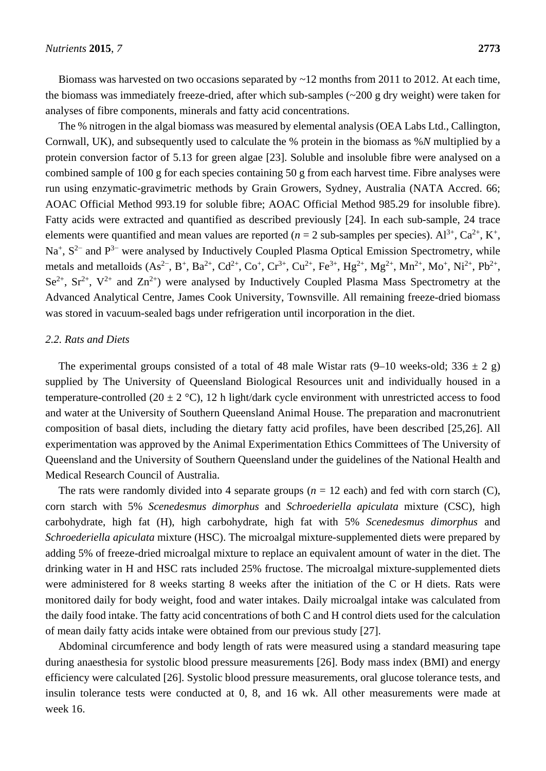Biomass was harvested on two occasions separated by ~12 months from 2011 to 2012. At each time, the biomass was immediately freeze-dried, after which sub-samples (~200 g dry weight) were taken for analyses of fibre components, minerals and fatty acid concentrations.

The % nitrogen in the algal biomass was measured by elemental analysis (OEA Labs Ltd., Callington, Cornwall, UK), and subsequently used to calculate the % protein in the biomass as %*N* multiplied by a protein conversion factor of 5.13 for green algae [23]. Soluble and insoluble fibre were analysed on a combined sample of 100 g for each species containing 50 g from each harvest time. Fibre analyses were run using enzymatic-gravimetric methods by Grain Growers, Sydney, Australia (NATA Accred. 66; AOAC Official Method 993.19 for soluble fibre; AOAC Official Method 985.29 for insoluble fibre). Fatty acids were extracted and quantified as described previously [24]. In each sub-sample, 24 trace elements were quantified and mean values are reported ($n = 2$ sub-samples per species). $Al^{3+}$, $Ca^{2+}$, $K^{+}$, $Na^{+}$, $S^{2-}$ and $P^{3-}$ were analysed by Inductively Coupled Plasma Optical Emission Spectrometry, while metals and metalloids ($As^{2-}$, $B^{+}$, $Ba^{2+}$, $Cd^{2+}$, $Co^{+}$, $Cr^{3+}$, $Cu^{2+}$, $Fe^{3+}$, $Hg^{2+}$, $Mg^{2+}$, $Mn^{2+}$, $Mo^{+}$, $Ni^{2+}$, $Pb^{2+}$, $Se^{2+}$, $Sr^{2+}$, $V^{2+}$ and $Zn^{2+}$) were analysed by Inductively Coupled Plasma Mass Spectrometry at the Advanced Analytical Centre, James Cook University, Townsville. All remaining freeze-dried biomass was stored in vacuum-sealed bags under refrigeration until incorporation in the diet.

### 2.2. Rats and Diets

The experimental groups consisted of a total of 48 male Wistar rats (9–10 weeks-old; 336 ± 2 g) supplied by The University of Queensland Biological Resources unit and individually housed in a temperature-controlled (20 ± 2 °C), 12 h light/dark cycle environment with unrestricted access to food and water at the University of Southern Queensland Animal House. The preparation and macronutrient composition of basal diets, including the dietary fatty acid profiles, have been described [25,26]. All experimentation was approved by the Animal Experimentation Ethics Committees of The University of Queensland and the University of Southern Queensland under the guidelines of the National Health and Medical Research Council of Australia.

The rats were randomly divided into 4 separate groups ($n = 12$ each) and fed with corn starch (C), corn starch with 5% *Scenedesmus dimorphus* and *Schroederiella apiculata* mixture (CSC), high carbohydrate, high fat (H), high carbohydrate, high fat with 5% *Scenedesmus dimorphus* and *Schroederiella apiculata* mixture (HSC). The microalgal mixture-supplemented diets were prepared by adding 5% of freeze-dried microalgal mixture to replace an equivalent amount of water in the diet. The drinking water in H and HSC rats included 25% fructose. The microalgal mixture-supplemented diets were administered for 8 weeks starting 8 weeks after the initiation of the C or H diets. Rats were monitored daily for body weight, food and water intakes. Daily microalgal intake was calculated from the daily food intake. The fatty acid concentrations of both C and H control diets used for the calculation of mean daily fatty acids intake were obtained from our previous study [27].

Abdominal circumference and body length of rats were measured using a standard measuring tape during anaesthesia for systolic blood pressure measurements [26]. Body mass index (BMI) and energy efficiency were calculated [26]. Systolic blood pressure measurements, oral glucose tolerance tests, and insulin tolerance tests were conducted at 0, 8, and 16 wk. All other measurements were made at week 16.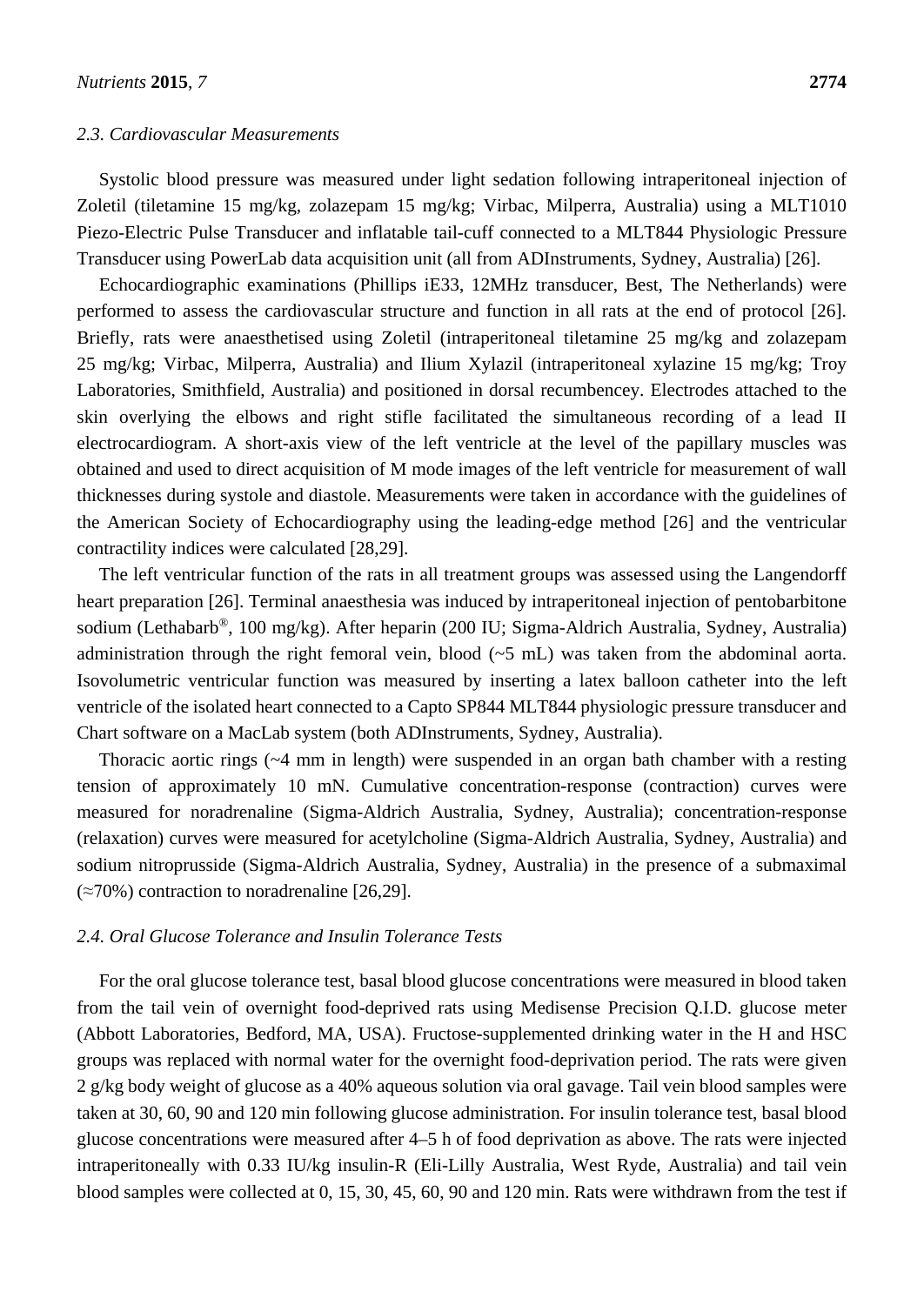### 2.3. Cardiovascular Measurements

Systolic blood pressure was measured under light sedation following intraperitoneal injection of Zoletil (tiletamine 15 mg/kg, zolazepam 15 mg/kg; Virbac, Milperra, Australia) using a MLT1010 Piezo-Electric Pulse Transducer and inflatable tail-cuff connected to a MLT844 Physiologic Pressure Transducer using PowerLab data acquisition unit (all from ADInstruments, Sydney, Australia) [26].

Echocardiographic examinations (Phillips iE33, 12MHz transducer, Best, The Netherlands) were performed to assess the cardiovascular structure and function in all rats at the end of protocol [26]. Briefly, rats were anaesthetised using Zoletil (intraperitoneal tiletamine 25 mg/kg and zolazepam 25 mg/kg; Virbac, Milperra, Australia) and Ilium Xylazil (intraperitoneal xylazine 15 mg/kg; Troy Laboratories, Smithfield, Australia) and positioned in dorsal recumbencey. Electrodes attached to the skin overlying the elbows and right stifle facilitated the simultaneous recording of a lead II electrocardiogram. A short-axis view of the left ventricle at the level of the papillary muscles was obtained and used to direct acquisition of M mode images of the left ventricle for measurement of wall thicknesses during systole and diastole. Measurements were taken in accordance with the guidelines of the American Society of Echocardiography using the leading-edge method [26] and the ventricular contractility indices were calculated [28,29].

The left ventricular function of the rats in all treatment groups was assessed using the Langendorff heart preparation [26]. Terminal anaesthesia was induced by intraperitoneal injection of pentobarbitone sodium (Lethabarb®, 100 mg/kg). After heparin (200 IU; Sigma-Aldrich Australia, Sydney, Australia) administration through the right femoral vein, blood (~5 mL) was taken from the abdominal aorta. Isovolumetric ventricular function was measured by inserting a latex balloon catheter into the left ventricle of the isolated heart connected to a Capto SP844 MLT844 physiologic pressure transducer and Chart software on a MacLab system (both ADInstruments, Sydney, Australia).

Thoracic aortic rings (~4 mm in length) were suspended in an organ bath chamber with a resting tension of approximately 10 mN. Cumulative concentration-response (contraction) curves were measured for noradrenaline (Sigma-Aldrich Australia, Sydney, Australia); concentration-response (relaxation) curves were measured for acetylcholine (Sigma-Aldrich Australia, Sydney, Australia) and sodium nitroprusside (Sigma-Aldrich Australia, Sydney, Australia) in the presence of a submaximal (≈70%) contraction to noradrenaline [26,29].

### 2.4. Oral Glucose Tolerance and Insulin Tolerance Tests

For the oral glucose tolerance test, basal blood glucose concentrations were measured in blood taken from the tail vein of overnight food-deprived rats using Medisense Precision Q.I.D. glucose meter (Abbott Laboratories, Bedford, MA, USA). Fructose-supplemented drinking water in the H and HSC groups was replaced with normal water for the overnight food-deprivation period. The rats were given 2 g/kg body weight of glucose as a 40% aqueous solution via oral gavage. Tail vein blood samples were taken at 30, 60, 90 and 120 min following glucose administration. For insulin tolerance test, basal blood glucose concentrations were measured after 4–5 h of food deprivation as above. The rats were injected intraperitoneally with 0.33 IU/kg insulin-R (Eli-Lilly Australia, West Ryde, Australia) and tail vein blood samples were collected at 0, 15, 30, 45, 60, 90 and 120 min. Rats were withdrawn from the test if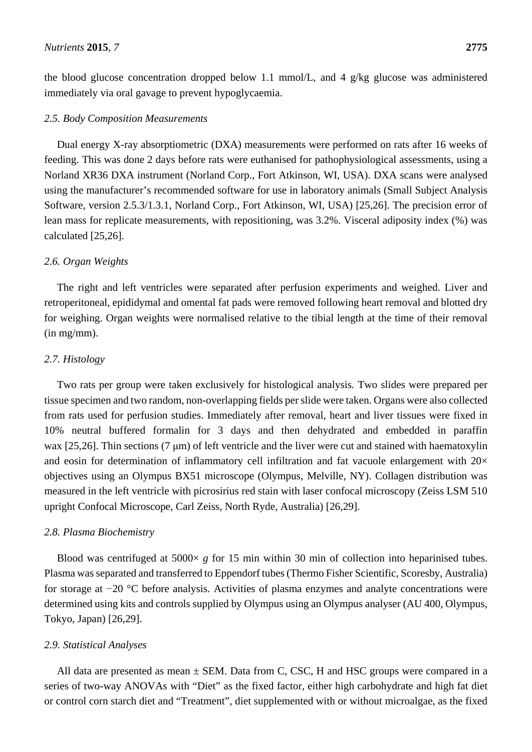the blood glucose concentration dropped below 1.1 mmol/L, and 4 g/kg glucose was administered immediately via oral gavage to prevent hypoglycaemia.

### *2.5. Body Composition Measurements*

Dual energy X-ray absorptiometric (DXA) measurements were performed on rats after 16 weeks of feeding. This was done 2 days before rats were euthanised for pathophysiological assessments, using a Norland XR36 DXA instrument (Norland Corp., Fort Atkinson, WI, USA). DXA scans were analysed using the manufacturer's recommended software for use in laboratory animals (Small Subject Analysis Software, version 2.5.3/1.3.1, Norland Corp., Fort Atkinson, WI, USA) [25,26]. The precision error of lean mass for replicate measurements, with repositioning, was 3.2%. Visceral adiposity index (%) was calculated [25,26].

### *2.6. Organ Weights*

The right and left ventricles were separated after perfusion experiments and weighed. Liver and retroperitoneal, epididymal and omental fat pads were removed following heart removal and blotted dry for weighing. Organ weights were normalised relative to the tibial length at the time of their removal (in mg/mm).

### *2.7. Histology*

Two rats per group were taken exclusively for histological analysis. Two slides were prepared per tissue specimen and two random, non-overlapping fields per slide were taken. Organs were also collected from rats used for perfusion studies. Immediately after removal, heart and liver tissues were fixed in 10% neutral buffered formalin for 3 days and then dehydrated and embedded in paraffin wax [25,26]. Thin sections (7 μm) of left ventricle and the liver were cut and stained with haematoxylin and eosin for determination of inflammatory cell infiltration and fat vacuole enlargement with 20× objectives using an Olympus BX51 microscope (Olympus, Melville, NY). Collagen distribution was measured in the left ventricle with picrosirius red stain with laser confocal microscopy (Zeiss LSM 510 upright Confocal Microscope, Carl Zeiss, North Ryde, Australia) [26,29].

### *2.8. Plasma Biochemistry*

Blood was centrifuged at 5000× *g* for 15 min within 30 min of collection into heparinised tubes. Plasma was separated and transferred to Eppendorf tubes (Thermo Fisher Scientific, Scoresby, Australia) for storage at −20 °C before analysis. Activities of plasma enzymes and analyte concentrations were determined using kits and controls supplied by Olympus using an Olympus analyser (AU 400, Olympus, Tokyo, Japan) [26,29].

### *2.9. Statistical Analyses*

All data are presented as mean ± SEM. Data from C, CSC, H and HSC groups were compared in a series of two-way ANOVAs with "Diet" as the fixed factor, either high carbohydrate and high fat diet or control corn starch diet and "Treatment", diet supplemented with or without microalgae, as the fixed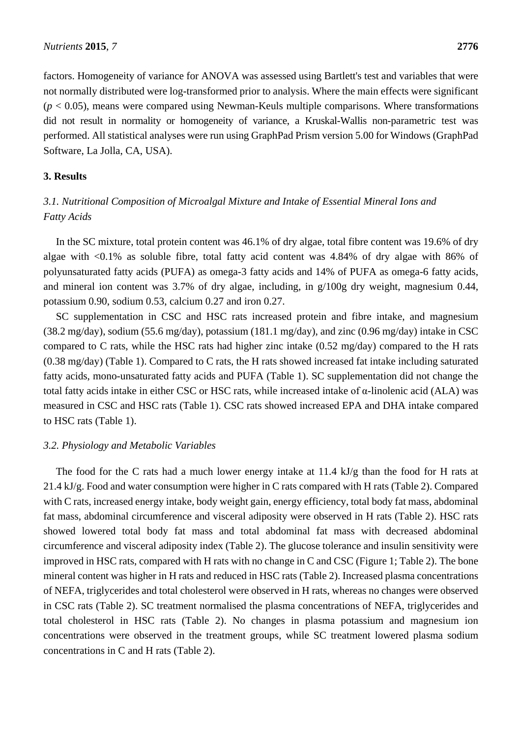factors. Homogeneity of variance for ANOVA was assessed using Bartlett's test and variables that were not normally distributed were log-transformed prior to analysis. Where the main effects were significant ($p < 0.05$), means were compared using Newman-Keuls multiple comparisons. Where transformations did not result in normality or homogeneity of variance, a Kruskal-Wallis non-parametric test was performed. All statistical analyses were run using GraphPad Prism version 5.00 for Windows (GraphPad Software, La Jolla, CA, USA).

## 3. Results

### *3.1. Nutritional Composition of Microalgal Mixture and Intake of Essential Mineral Ions and Fatty Acids*

In the SC mixture, total protein content was 46.1% of dry algae, total fibre content was 19.6% of dry algae with <0.1% as soluble fibre, total fatty acid content was 4.84% of dry algae with 86% of polyunsaturated fatty acids (PUFA) as omega-3 fatty acids and 14% of PUFA as omega-6 fatty acids, and mineral ion content was 3.7% of dry algae, including, in g/100g dry weight, magnesium 0.44, potassium 0.90, sodium 0.53, calcium 0.27 and iron 0.27.

SC supplementation in CSC and HSC rats increased protein and fibre intake, and magnesium (38.2 mg/day), sodium (55.6 mg/day), potassium (181.1 mg/day), and zinc (0.96 mg/day) intake in CSC compared to C rats, while the HSC rats had higher zinc intake (0.52 mg/day) compared to the H rats (0.38 mg/day) (Table 1). Compared to C rats, the H rats showed increased fat intake including saturated fatty acids, mono-unsaturated fatty acids and PUFA (Table 1). SC supplementation did not change the total fatty acids intake in either CSC or HSC rats, while increased intake of α-linolenic acid (ALA) was measured in CSC and HSC rats (Table 1). CSC rats showed increased EPA and DHA intake compared to HSC rats (Table 1).

### *3.2. Physiology and Metabolic Variables*

The food for the C rats had a much lower energy intake at 11.4 kJ/g than the food for H rats at 21.4 kJ/g. Food and water consumption were higher in C rats compared with H rats (Table 2). Compared with C rats, increased energy intake, body weight gain, energy efficiency, total body fat mass, abdominal fat mass, abdominal circumference and visceral adiposity were observed in H rats (Table 2). HSC rats showed lowered total body fat mass and total abdominal fat mass with decreased abdominal circumference and visceral adiposity index (Table 2). The glucose tolerance and insulin sensitivity were improved in HSC rats, compared with H rats with no change in C and CSC (Figure 1; Table 2). The bone mineral content was higher in H rats and reduced in HSC rats (Table 2). Increased plasma concentrations of NEFA, triglycerides and total cholesterol were observed in H rats, whereas no changes were observed in CSC rats (Table 2). SC treatment normalised the plasma concentrations of NEFA, triglycerides and total cholesterol in HSC rats (Table 2). No changes in plasma potassium and magnesium ion concentrations were observed in the treatment groups, while SC treatment lowered plasma sodium concentrations in C and H rats (Table 2).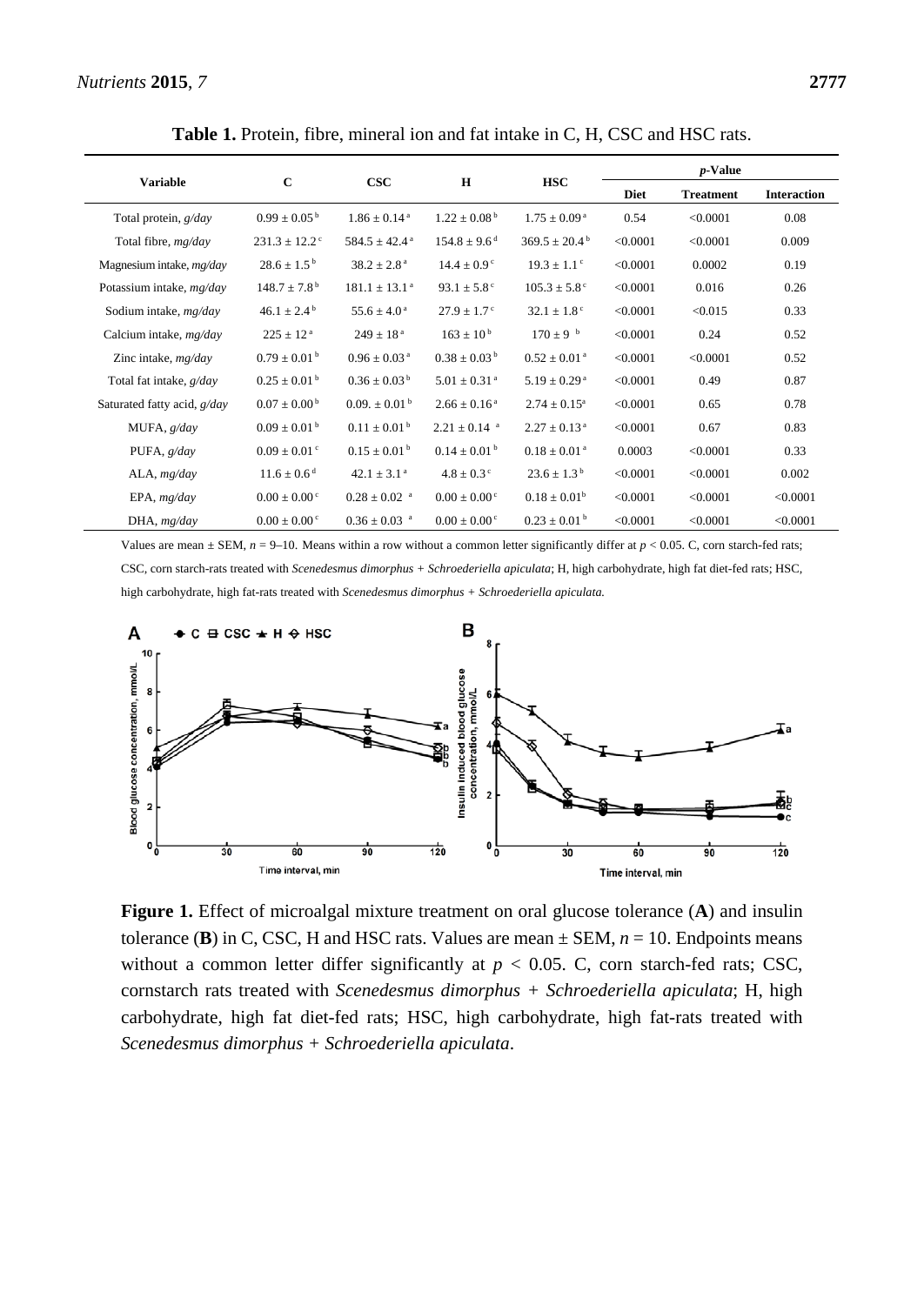**Table 1.** Protein, fibre, mineral ion and fat intake in C, H, CSC and HSC rats.

| Variable | C | CSC | H | HSC | *p*-Value | | |
|---|---|---|---|---|---|---|---|
| | | | | | Diet | Treatment | Interaction |
| Total protein, *g/day* | 0.99 ± 0.05 [b] | 1.86 ± 0.14 [a] | 1.22 ± 0.08 [b] | 1.75 ± 0.09 [a] | 0.54 | <0.0001 | 0.08 |
| Total fibre, *mg/day* | 231.3 ± 12.2 [c] | 584.5 ± 42.4 [a] | 154.8 ± 9.6 [d] | 369.5 ± 20.4 [b] | <0.0001 | <0.0001 | 0.009 |
| Magnesium intake, *mg/day* | 28.6 ± 1.5 [b] | 38.2 ± 2.8 [a] | 14.4 ± 0.9 [c] | 19.3 ± 1.1 [c] | <0.0001 | 0.0002 | 0.19 |
| Potassium intake, *mg/day* | 148.7 ± 7.8 [b] | 181.1 ± 13.1 [a] | 93.1 ± 5.8 [c] | 105.3 ± 5.8 [c] | <0.0001 | 0.016 | 0.26 |
| Sodium intake, *mg/day* | 46.1 ± 2.4 [b] | 55.6 ± 4.0 [a] | 27.9 ± 1.7 [c] | 32.1 ± 1.8 [c] | <0.0001 | <0.015 | 0.33 |
| Calcium intake, *mg/day* | 225 ± 12 [a] | 249 ± 18 [a] | 163 ± 10 [b] | 170 ± 9 [b] | <0.0001 | 0.24 | 0.52 |
| Zinc intake, *mg/day* | 0.79 ± 0.01 [b] | 0.96 ± 0.03 [a] | 0.38 ± 0.03 [b] | 0.52 ± 0.01 [a] | <0.0001 | <0.0001 | 0.52 |
| Total fat intake, *g/day* | 0.25 ± 0.01 [b] | 0.36 ± 0.03 [b] | 5.01 ± 0.31 [a] | 5.19 ± 0.29 [a] | <0.0001 | 0.49 | 0.87 |
| Saturated fatty acid, *g/day* | 0.07 ± 0.00 [b] | 0.09. ± 0.01 [b] | 2.66 ± 0.16 [a] | 2.74 ± 0.15 [a] | <0.0001 | 0.65 | 0.78 |
| MUFA, *g/day* | 0.09 ± 0.01 [b] | 0.11 ± 0.01 [b] | 2.21 ± 0.14 [a] | 2.27 ± 0.13 [a] | <0.0001 | 0.67 | 0.83 |
| PUFA, *g/day* | 0.09 ± 0.01 [c] | 0.15 ± 0.01 [b] | 0.14 ± 0.01 [b] | 0.18 ± 0.01 [a] | 0.0003 | <0.0001 | 0.33 |
| ALA, *mg/day* | 11.6 ± 0.6 [d] | 42.1 ± 3.1 [a] | 4.8 ± 0.3 [c] | 23.6 ± 1.3 [b] | <0.0001 | <0.0001 | 0.002 |
| EPA, *mg/day* | 0.00 ± 0.00 [c] | 0.28 ± 0.02 [a] | 0.00 ± 0.00 [c] | 0.18 ± 0.01 [b] | <0.0001 | <0.0001 | <0.0001 |
| DHA, *mg/day* | 0.00 ± 0.00 [c] | 0.36 ± 0.03 [a] | 0.00 ± 0.00 [c] | 0.23 ± 0.01 [b] | <0.0001 | <0.0001 | <0.0001 |

Values are mean ± SEM, $n = 9–10$. Means within a row without a common letter significantly differ at $p < 0.05$. C, corn starch-fed rats; CSC, corn starch-rats treated with *Scenedesmus dimorphus + Schroederiella apiculata*; H, high carbohydrate, high fat diet-fed rats; HSC, high carbohydrate, high fat-rats treated with *Scenedesmus dimorphus + Schroederiella apiculata.*

**Figure 1.** Effect of microalgal mixture treatment on oral glucose tolerance (**A**) and insulin tolerance (**B**) in C, CSC, H and HSC rats. Values are mean ± SEM, $n = 10$. Endpoints means without a common letter differ significantly at $p < 0.05$. C, corn starch-fed rats; CSC, cornstarch rats treated with *Scenedesmus dimorphus + Schroederiella apiculata*; H, high carbohydrate, high fat diet-fed rats; HSC, high carbohydrate, high fat-rats treated with *Scenedesmus dimorphus + Schroederiella apiculata*.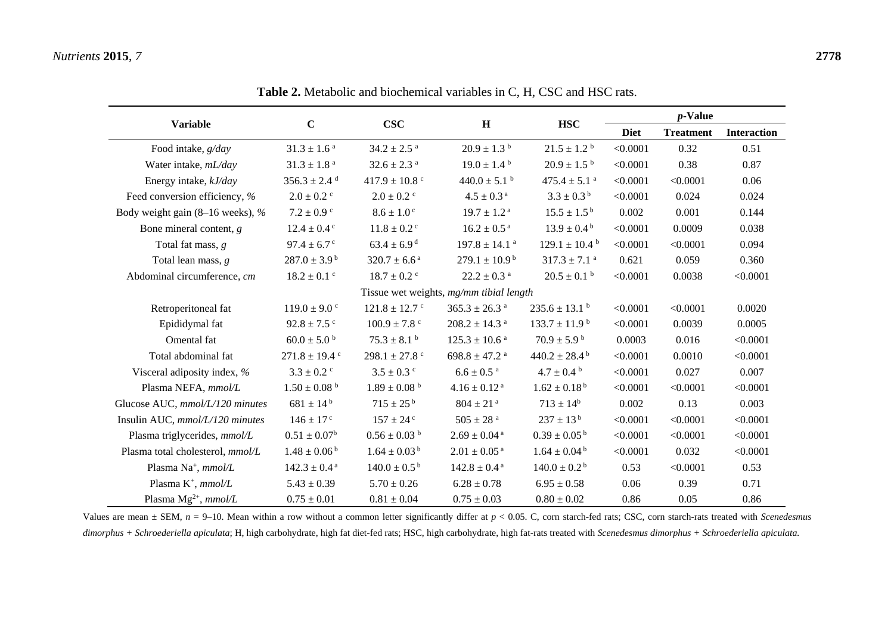**Table 2.** Metabolic and biochemical variables in C, H, CSC and HSC rats.

| Variable | C | CSC | H | HSC | *p*-Value | | |
|---|---|---|---|---|---|---|---|
| | | | | | Diet | Treatment | Interaction |
| Food intake, *g/day* | $31.3 \pm 1.6^{a}$ | $34.2 \pm 2.5^{a}$ | $20.9 \pm 1.3^{b}$ | $21.5 \pm 1.2^{b}$ | <0.0001 | 0.32 | 0.51 |
| Water intake, *mL/day* | $31.3 \pm 1.8^{a}$ | $32.6 \pm 2.3^{a}$ | $19.0 \pm 1.4^{b}$ | $20.9 \pm 1.5^{b}$ | <0.0001 | 0.38 | 0.87 |
| Energy intake, *kJ/day* | $356.3 \pm 2.4^{d}$ | $417.9 \pm 10.8^{c}$ | $440.0 \pm 5.1^{b}$ | $475.4 \pm 5.1^{a}$ | <0.0001 | <0.0001 | 0.06 |
| Feed conversion efficiency, *%* | $2.0 \pm 0.2^{c}$ | $2.0 \pm 0.2^{c}$ | $4.5 \pm 0.3^{a}$ | $3.3 \pm 0.3^{b}$ | <0.0001 | 0.024 | 0.024 |
| Body weight gain (8–16 weeks), *%* | $7.2 \pm 0.9^{c}$ | $8.6 \pm 1.0^{c}$ | $19.7 \pm 1.2^{a}$ | $15.5 \pm 1.5^{b}$ | 0.002 | 0.001 | 0.144 |
| Bone mineral content, *g* | $12.4 \pm 0.4^{c}$ | $11.8 \pm 0.2^{c}$ | $16.2 \pm 0.5^{a}$ | $13.9 \pm 0.4^{b}$ | <0.0001 | 0.0009 | 0.038 |
| Total fat mass, *g* | $97.4 \pm 6.7^{c}$ | $63.4 \pm 6.9^{d}$ | $197.8 \pm 14.1^{a}$ | $129.1 \pm 10.4^{b}$ | <0.0001 | <0.0001 | 0.094 |
| Total lean mass, *g* | $287.0 \pm 3.9^{b}$ | $320.7 \pm 6.6^{a}$ | $279.1 \pm 10.9^{b}$ | $317.3 \pm 7.1^{a}$ | 0.621 | 0.059 | 0.360 |
| Abdominal circumference, *cm* | $18.2 \pm 0.1^{c}$ | $18.7 \pm 0.2^{c}$ | $22.2 \pm 0.3^{a}$ | $20.5 \pm 0.1^{b}$ | <0.0001 | 0.0038 | <0.0001 |
| Tissue wet weights, *mg/mm tibial length* | | | | | | | |
| Retroperitoneal fat | $119.0 \pm 9.0^{c}$ | $121.8 \pm 12.7^{c}$ | $365.3 \pm 26.3^{a}$ | $235.6 \pm 13.1^{b}$ | <0.0001 | <0.0001 | 0.0020 |
| Epididymal fat | $92.8 \pm 7.5^{c}$ | $100.9 \pm 7.8^{c}$ | $208.2 \pm 14.3^{a}$ | $133.7 \pm 11.9^{b}$ | <0.0001 | 0.0039 | 0.0005 |
| Omental fat | $60.0 \pm 5.0^{b}$ | $75.3 \pm 8.1^{b}$ | $125.3 \pm 10.6^{a}$ | $70.9 \pm 5.9^{b}$ | 0.0003 | 0.016 | <0.0001 |
| Total abdominal fat | $271.8 \pm 19.4^{c}$ | $298.1 \pm 27.8^{c}$ | $698.8 \pm 47.2^{a}$ | $440.2 \pm 28.4^{b}$ | <0.0001 | 0.0010 | <0.0001 |
| Visceral adiposity index, *%* | $3.3 \pm 0.2^{c}$ | $3.5 \pm 0.3^{c}$ | $6.6 \pm 0.5^{a}$ | $4.7 \pm 0.4^{b}$ | <0.0001 | 0.027 | 0.007 |
| Plasma NEFA, *mmol/L* | $1.50 \pm 0.08^{b}$ | $1.89 \pm 0.08^{b}$ | $4.16 \pm 0.12^{a}$ | $1.62 \pm 0.18^{b}$ | <0.0001 | <0.0001 | <0.0001 |
| Glucose AUC, *mmol/L/120 minutes* | $681 \pm 14^{b}$ | $715 \pm 25^{b}$ | $804 \pm 21^{a}$ | $713 \pm 14^{b}$ | 0.002 | 0.13 | 0.003 |
| Insulin AUC, *mmol/L/120 minutes* | $146 \pm 17^{c}$ | $157 \pm 24^{c}$ | $505 \pm 28^{a}$ | $237 \pm 13^{b}$ | <0.0001 | <0.0001 | <0.0001 |
| Plasma triglycerides, *mmol/L* | $0.51 \pm 0.07^{b}$ | $0.56 \pm 0.03^{b}$ | $2.69 \pm 0.04^{a}$ | $0.39 \pm 0.05^{b}$ | <0.0001 | <0.0001 | <0.0001 |
| Plasma total cholesterol, *mmol/L* | $1.48 \pm 0.06^{b}$ | $1.64 \pm 0.03^{b}$ | $2.01 \pm 0.05^{a}$ | $1.64 \pm 0.04^{b}$ | <0.0001 | 0.032 | <0.0001 |
| Plasma $Na^{+}$, *mmol/L* | $142.3 \pm 0.4^{a}$ | $140.0 \pm 0.5^{b}$ | $142.8 \pm 0.4^{a}$ | $140.0 \pm 0.2^{b}$ | 0.53 | <0.0001 | 0.53 |
| Plasma $K^{+}$, *mmol/L* | $5.43 \pm 0.39$ | $5.70 \pm 0.26$ | $6.28 \pm 0.78$ | $6.95 \pm 0.58$ | 0.06 | 0.39 | 0.71 |
| Plasma $Mg^{2+}$, *mmol/L* | $0.75 \pm 0.01$ | $0.81 \pm 0.04$ | $0.75 \pm 0.03$ | $0.80 \pm 0.02$ | 0.86 | 0.05 | 0.86 |

Values are mean ± SEM, $n$ = 9–10. Mean within a row without a common letter significantly differ at $p < 0.05$. C, corn starch-fed rats; CSC, corn starch-rats treated with *Scenedesmus dimorphus* + *Schroederiella apiculata*; H, high carbohydrate, high fat diet-fed rats; HSC, high carbohydrate, high fat-rats treated with *Scenedesmus dimorphus* + *Schroederiella apiculata.*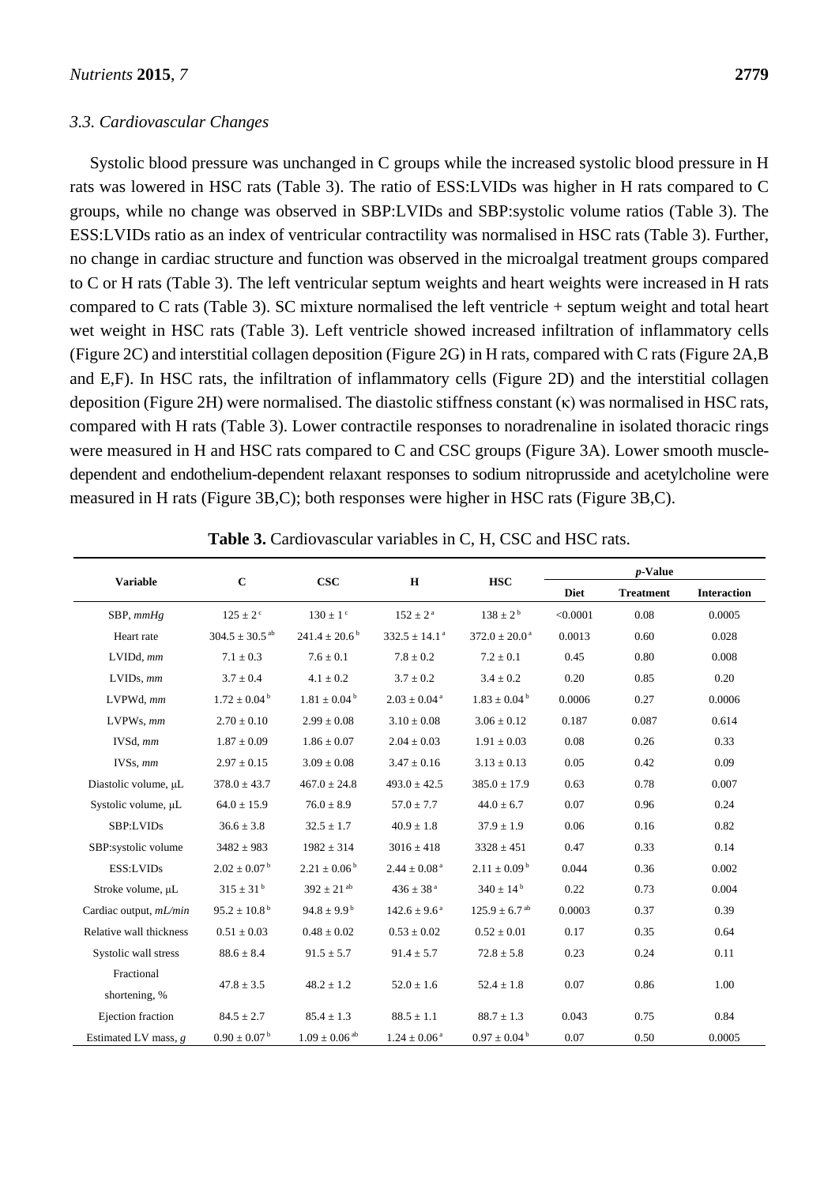### 3.3. Cardiovascular Changes

Systolic blood pressure was unchanged in C groups while the increased systolic blood pressure in H rats was lowered in HSC rats (Table 3). The ratio of ESS:LVIDs was higher in H rats compared to C groups, while no change was observed in SBP:LVIDs and SBP:systolic volume ratios (Table 3). The ESS:LVIDs ratio as an index of ventricular contractility was normalised in HSC rats (Table 3). Further, no change in cardiac structure and function was observed in the microalgal treatment groups compared to C or H rats (Table 3). The left ventricular septum weights and heart weights were increased in H rats compared to C rats (Table 3). SC mixture normalised the left ventricle + septum weight and total heart wet weight in HSC rats (Table 3). Left ventricle showed increased infiltration of inflammatory cells (Figure 2C) and interstitial collagen deposition (Figure 2G) in H rats, compared with C rats (Figure 2A,B and E,F). In HSC rats, the infiltration of inflammatory cells (Figure 2D) and the interstitial collagen deposition (Figure 2H) were normalised. The diastolic stiffness constant (κ) was normalised in HSC rats, compared with H rats (Table 3). Lower contractile responses to noradrenaline in isolated thoracic rings were measured in H and HSC rats compared to C and CSC groups (Figure 3A). Lower smooth muscle-dependent and endothelium-dependent relaxant responses to sodium nitroprusside and acetylcholine were measured in H rats (Figure 3B,C); both responses were higher in HSC rats (Figure 3B,C).

**Table 3.** Cardiovascular variables in C, H, CSC and HSC rats.

| Variable | C | CSC | H | HSC | *p*-Value | | |
|---|---|---|---|---|---|---|---|
| | | | | | Diet | Treatment | Interaction |
| SBP, *mmHg* | $125 \pm 2^{c}$ | $130 \pm 1^{c}$ | $152 \pm 2^{a}$ | $138 \pm 2^{b}$ | <0.0001 | 0.08 | 0.0005 |
| Heart rate | $304.5 \pm 30.5^{ab}$ | $241.4 \pm 20.6^{b}$ | $332.5 \pm 14.1^{a}$ | $372.0 \pm 20.0^{a}$ | 0.0013 | 0.60 | 0.028 |
| LVIDd, *mm* | $7.1 \pm 0.3$ | $7.6 \pm 0.1$ | $7.8 \pm 0.2$ | $7.2 \pm 0.1$ | 0.45 | 0.80 | 0.008 |
| LVIDs, *mm* | $3.7 \pm 0.4$ | $4.1 \pm 0.2$ | $3.7 \pm 0.2$ | $3.4 \pm 0.2$ | 0.20 | 0.85 | 0.20 |
| LVPWd, *mm* | $1.72 \pm 0.04^{b}$ | $1.81 \pm 0.04^{b}$ | $2.03 \pm 0.04^{a}$ | $1.83 \pm 0.04^{b}$ | 0.0006 | 0.27 | 0.0006 |
| LVPWs, *mm* | $2.70 \pm 0.10$ | $2.99 \pm 0.08$ | $3.10 \pm 0.08$ | $3.06 \pm 0.12$ | 0.187 | 0.087 | 0.614 |
| IVSd, *mm* | $1.87 \pm 0.09$ | $1.86 \pm 0.07$ | $2.04 \pm 0.03$ | $1.91 \pm 0.03$ | 0.08 | 0.26 | 0.33 |
| IVSs, *mm* | $2.97 \pm 0.15$ | $3.09 \pm 0.08$ | $3.47 \pm 0.16$ | $3.13 \pm 0.13$ | 0.05 | 0.42 | 0.09 |
| Diastolic volume, μL | $378.0 \pm 43.7$ | $467.0 \pm 24.8$ | $493.0 \pm 42.5$ | $385.0 \pm 17.9$ | 0.63 | 0.78 | 0.007 |
| Systolic volume, μL | $64.0 \pm 15.9$ | $76.0 \pm 8.9$ | $57.0 \pm 7.7$ | $44.0 \pm 6.7$ | 0.07 | 0.96 | 0.24 |
| SBP:LVIDs | $36.6 \pm 3.8$ | $32.5 \pm 1.7$ | $40.9 \pm 1.8$ | $37.9 \pm 1.9$ | 0.06 | 0.16 | 0.82 |
| SBP:systolic volume | $3482 \pm 983$ | $1982 \pm 314$ | $3016 \pm 418$ | $3328 \pm 451$ | 0.47 | 0.33 | 0.14 |
| ESS:LVIDs | $2.02 \pm 0.07^{b}$ | $2.21 \pm 0.06^{b}$ | $2.44 \pm 0.08^{a}$ | $2.11 \pm 0.09^{b}$ | 0.044 | 0.36 | 0.002 |
| Stroke volume, μL | $315 \pm 31^{b}$ | $392 \pm 21^{ab}$ | $436 \pm 38^{a}$ | $340 \pm 14^{b}$ | 0.22 | 0.73 | 0.004 |
| Cardiac output, *mL/min* | $95.2 \pm 10.8^{b}$ | $94.8 \pm 9.9^{b}$ | $142.6 \pm 9.6^{a}$ | $125.9 \pm 6.7^{ab}$ | 0.0003 | 0.37 | 0.39 |
| Relative wall thickness | $0.51 \pm 0.03$ | $0.48 \pm 0.02$ | $0.53 \pm 0.02$ | $0.52 \pm 0.01$ | 0.17 | 0.35 | 0.64 |
| Systolic wall stress | $88.6 \pm 8.4$ | $91.5 \pm 5.7$ | $91.4 \pm 5.7$ | $72.8 \pm 5.8$ | 0.23 | 0.24 | 0.11 |
| Fractional shortening, % | $47.8 \pm 3.5$ | $48.2 \pm 1.2$ | $52.0 \pm 1.6$ | $52.4 \pm 1.8$ | 0.07 | 0.86 | 1.00 |
| Ejection fraction | $84.5 \pm 2.7$ | $85.4 \pm 1.3$ | $88.5 \pm 1.1$ | $88.7 \pm 1.3$ | 0.043 | 0.75 | 0.84 |
| Estimated LV mass, *g* | $0.90 \pm 0.07^{b}$ | $1.09 \pm 0.06^{ab}$ | $1.24 \pm 0.06^{a}$ | $0.97 \pm 0.04^{b}$ | 0.07 | 0.50 | 0.0005 |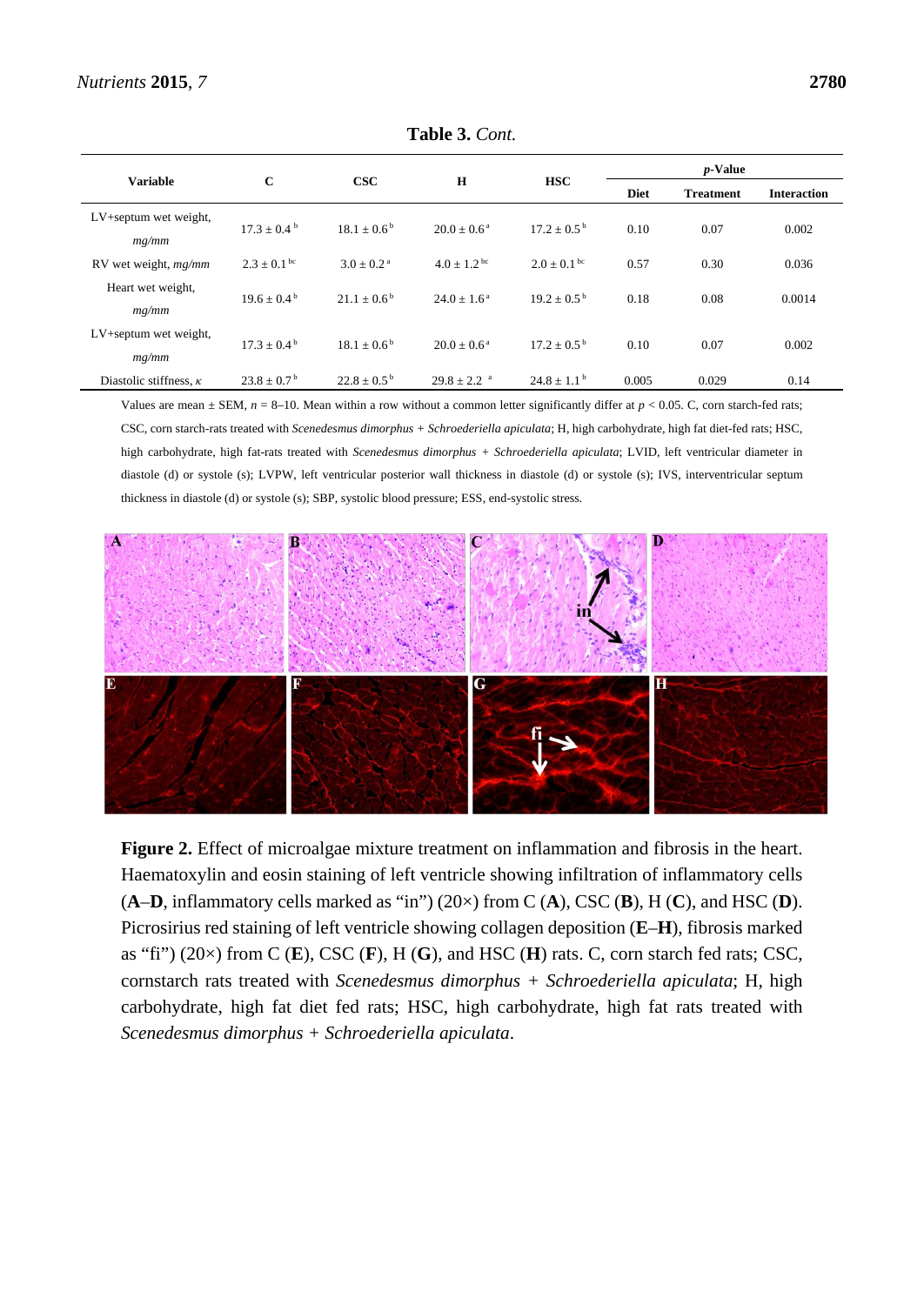**Table 3.** *Cont.*

| Variable | C | CSC | H | HSC | *p*-Value | | |
|---|---|---|---|---|---|---|---|
| | | | | | Diet | Treatment | Interaction |
| LV+septum wet weight, *mg/mm* | 17.3 ± 0.4 [b] | 18.1 ± 0.6 [b] | 20.0 ± 0.6 [a] | 17.2 ± 0.5 [b] | 0.10 | 0.07 | 0.002 |
| RV wet weight, *mg/mm* | 2.3 ± 0.1 [bc] | 3.0 ± 0.2 [a] | 4.0 ± 1.2 [bc] | 2.0 ± 0.1 [bc] | 0.57 | 0.30 | 0.036 |
| Heart wet weight, *mg/mm* | 19.6 ± 0.4 [b] | 21.1 ± 0.6 [b] | 24.0 ± 1.6 [a] | 19.2 ± 0.5 [b] | 0.18 | 0.08 | 0.0014 |
| LV+septum wet weight, *mg/mm* | 17.3 ± 0.4 [b] | 18.1 ± 0.6 [b] | 20.0 ± 0.6 [a] | 17.2 ± 0.5 [b] | 0.10 | 0.07 | 0.002 |
| Diastolic stiffness, κ | 23.8 ± 0.7 [b] | 22.8 ± 0.5 [b] | 29.8 ± 2.2 [a] | 24.8 ± 1.1 [b] | 0.005 | 0.029 | 0.14 |

Values are mean ± SEM, $n$ = 8–10. Mean within a row without a common letter significantly differ at $p < 0.05$. C, corn starch-fed rats; CSC, corn starch-rats treated with *Scenedesmus dimorphus* + *Schroederiella apiculata*; H, high carbohydrate, high fat diet-fed rats; HSC, high carbohydrate, high fat-rats treated with *Scenedesmus dimorphus* + *Schroederiella apiculata*; LVID, left ventricular diameter in diastole (d) or systole (s); LVPW, left ventricular posterior wall thickness in diastole (d) or systole (s); IVS, interventricular septum thickness in diastole (d) or systole (s); SBP, systolic blood pressure; ESS, end-systolic stress.

**Figure 2.** Effect of microalgae mixture treatment on inflammation and fibrosis in the heart. Haematoxylin and eosin staining of left ventricle showing infiltration of inflammatory cells (**A**–**D**, inflammatory cells marked as "in") (20×) from C (**A**), CSC (**B**), H (**C**), and HSC (**D**). Picrosirius red staining of left ventricle showing collagen deposition (**E**–**H**), fibrosis marked as "fi") (20×) from C (**E**), CSC (**F**), H (**G**), and HSC (**H**) rats. C, corn starch fed rats; CSC, cornstarch rats treated with *Scenedesmus dimorphus* + *Schroederiella apiculata*; H, high carbohydrate, high fat diet fed rats; HSC, high carbohydrate, high fat rats treated with *Scenedesmus dimorphus* + *Schroederiella apiculata*.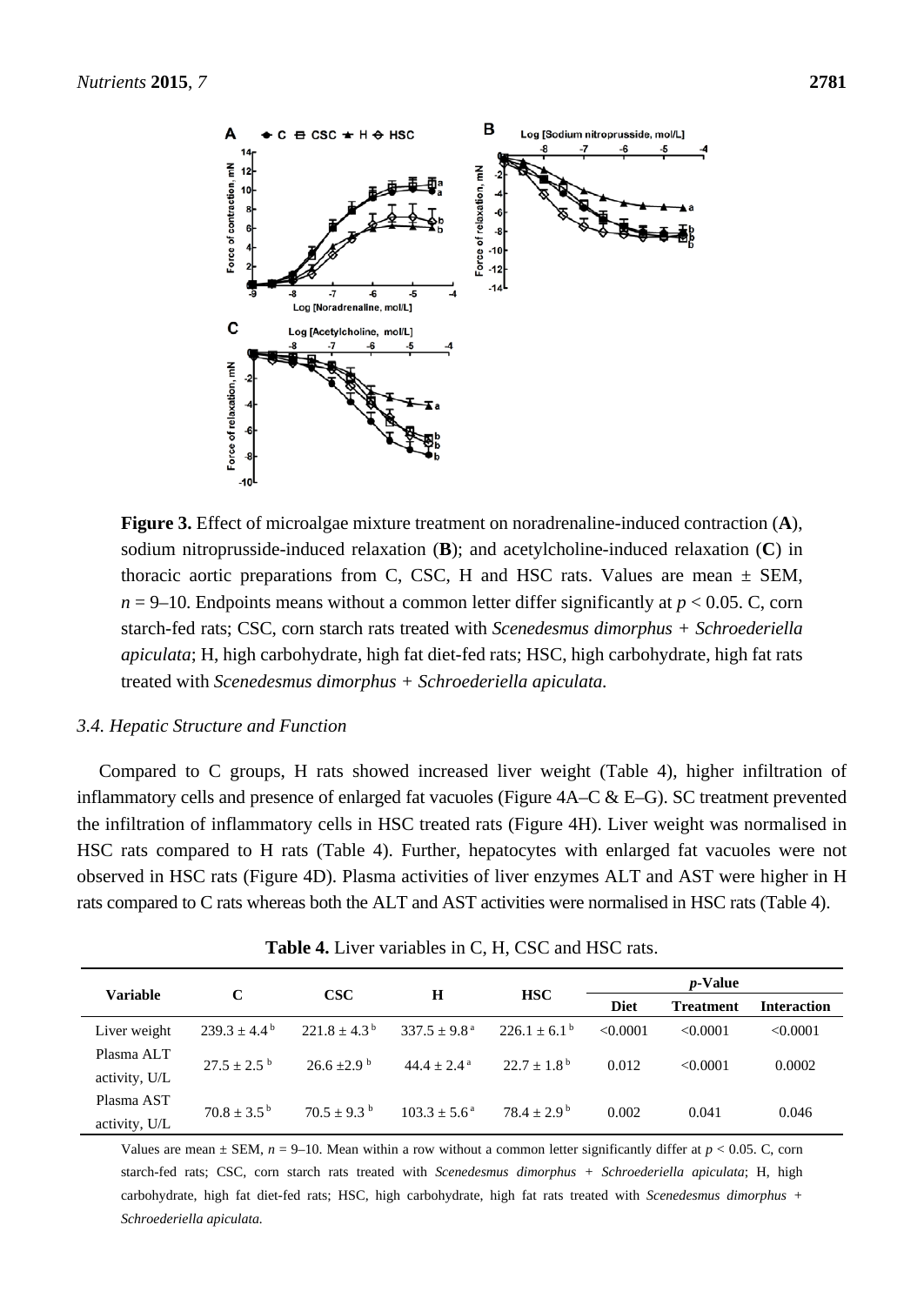**Figure 3.** Effect of microalgae mixture treatment on noradrenaline-induced contraction (**A**), sodium nitroprusside-induced relaxation (**B**); and acetylcholine-induced relaxation (**C**) in thoracic aortic preparations from C, CSC, H and HSC rats. Values are mean ± SEM, $n$ = 9–10. Endpoints means without a common letter differ significantly at $p < 0.05$. C, corn starch-fed rats; CSC, corn starch rats treated with *Scenedesmus dimorphus* + *Schroederiella apiculata*; H, high carbohydrate, high fat diet-fed rats; HSC, high carbohydrate, high fat rats treated with *Scenedesmus dimorphus* + *Schroederiella apiculata.*

### 3.4. Hepatic Structure and Function

Compared to C groups, H rats showed increased liver weight (Table 4), higher infiltration of inflammatory cells and presence of enlarged fat vacuoles (Figure 4A–C & E–G). SC treatment prevented the infiltration of inflammatory cells in HSC treated rats (Figure 4H). Liver weight was normalised in HSC rats compared to H rats (Table 4). Further, hepatocytes with enlarged fat vacuoles were not observed in HSC rats (Figure 4D). Plasma activities of liver enzymes ALT and AST were higher in H rats compared to C rats whereas both the ALT and AST activities were normalised in HSC rats (Table 4).

**Table 4.** Liver variables in C, H, CSC and HSC rats.

| Variable | C | CSC | H | HSC | *p*-Value | | |
|---|---|---|---|---|---|---|---|
| | | | | | **Diet** | **Treatment** | **Interaction** |
| Liver weight | $239.3 \pm 4.4^{b}$ | $221.8 \pm 4.3^{b}$ | $337.5 \pm 9.8^{a}$ | $226.1 \pm 6.1^{b}$ | <0.0001 | <0.0001 | <0.0001 |
| Plasma ALT activity, U/L | $27.5 \pm 2.5^{b}$ | $26.6 \pm 2.9^{b}$ | $44.4 \pm 2.4^{a}$ | $22.7 \pm 1.8^{b}$ | 0.012 | <0.0001 | 0.0002 |
| Plasma AST activity, U/L | $70.8 \pm 3.5^{b}$ | $70.5 \pm 9.3^{b}$ | $103.3 \pm 5.6^{a}$ | $78.4 \pm 2.9^{b}$ | 0.002 | 0.041 | 0.046 |

Values are mean ± SEM, $n$ = 9–10. Mean within a row without a common letter significantly differ at $p < 0.05$. C, corn starch-fed rats; CSC, corn starch rats treated with *Scenedesmus dimorphus* + *Schroederiella apiculata*; H, high carbohydrate, high fat diet-fed rats; HSC, high carbohydrate, high fat rats treated with *Scenedesmus dimorphus* + *Schroederiella apiculata.*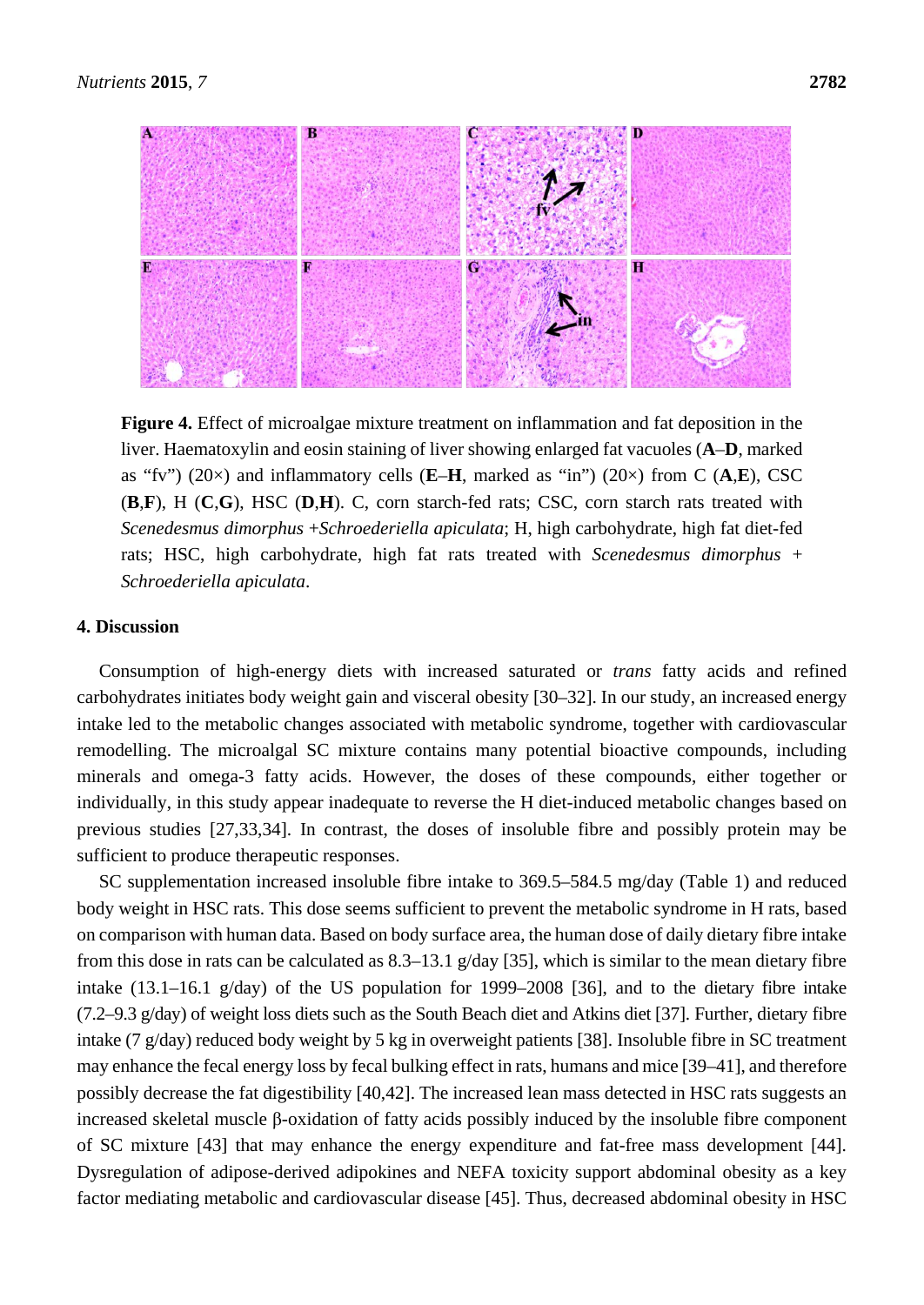**Figure 4.** Effect of microalgae mixture treatment on inflammation and fat deposition in the liver. Haematoxylin and eosin staining of liver showing enlarged fat vacuoles (**A**–**D**, marked as "fv") (20×) and inflammatory cells (**E**–**H**, marked as "in") (20×) from C (**A**,**E**), CSC (**B**,**F**), H (**C**,**G**), HSC (**D**,**H**). C, corn starch-fed rats; CSC, corn starch rats treated with *Scenedesmus dimorphus* +*Schroederiella apiculata*; H, high carbohydrate, high fat diet-fed rats; HSC, high carbohydrate, high fat rats treated with *Scenedesmus dimorphus* + *Schroederiella apiculata*.

## 4. Discussion

Consumption of high-energy diets with increased saturated or *trans* fatty acids and refined carbohydrates initiates body weight gain and visceral obesity [30–32]. In our study, an increased energy intake led to the metabolic changes associated with metabolic syndrome, together with cardiovascular remodelling. The microalgal SC mixture contains many potential bioactive compounds, including minerals and omega-3 fatty acids. However, the doses of these compounds, either together or individually, in this study appear inadequate to reverse the H diet-induced metabolic changes based on previous studies [27,33,34]. In contrast, the doses of insoluble fibre and possibly protein may be sufficient to produce therapeutic responses.

SC supplementation increased insoluble fibre intake to 369.5–584.5 mg/day (Table 1) and reduced body weight in HSC rats. This dose seems sufficient to prevent the metabolic syndrome in H rats, based on comparison with human data. Based on body surface area, the human dose of daily dietary fibre intake from this dose in rats can be calculated as 8.3–13.1 g/day [35], which is similar to the mean dietary fibre intake (13.1–16.1 g/day) of the US population for 1999–2008 [36], and to the dietary fibre intake (7.2–9.3 g/day) of weight loss diets such as the South Beach diet and Atkins diet [37]. Further, dietary fibre intake (7 g/day) reduced body weight by 5 kg in overweight patients [38]. Insoluble fibre in SC treatment may enhance the fecal energy loss by fecal bulking effect in rats, humans and mice [39–41], and therefore possibly decrease the fat digestibility [40,42]. The increased lean mass detected in HSC rats suggests an increased skeletal muscle β-oxidation of fatty acids possibly induced by the insoluble fibre component of SC mixture [43] that may enhance the energy expenditure and fat-free mass development [44]. Dysregulation of adipose-derived adipokines and NEFA toxicity support abdominal obesity as a key factor mediating metabolic and cardiovascular disease [45]. Thus, decreased abdominal obesity in HSC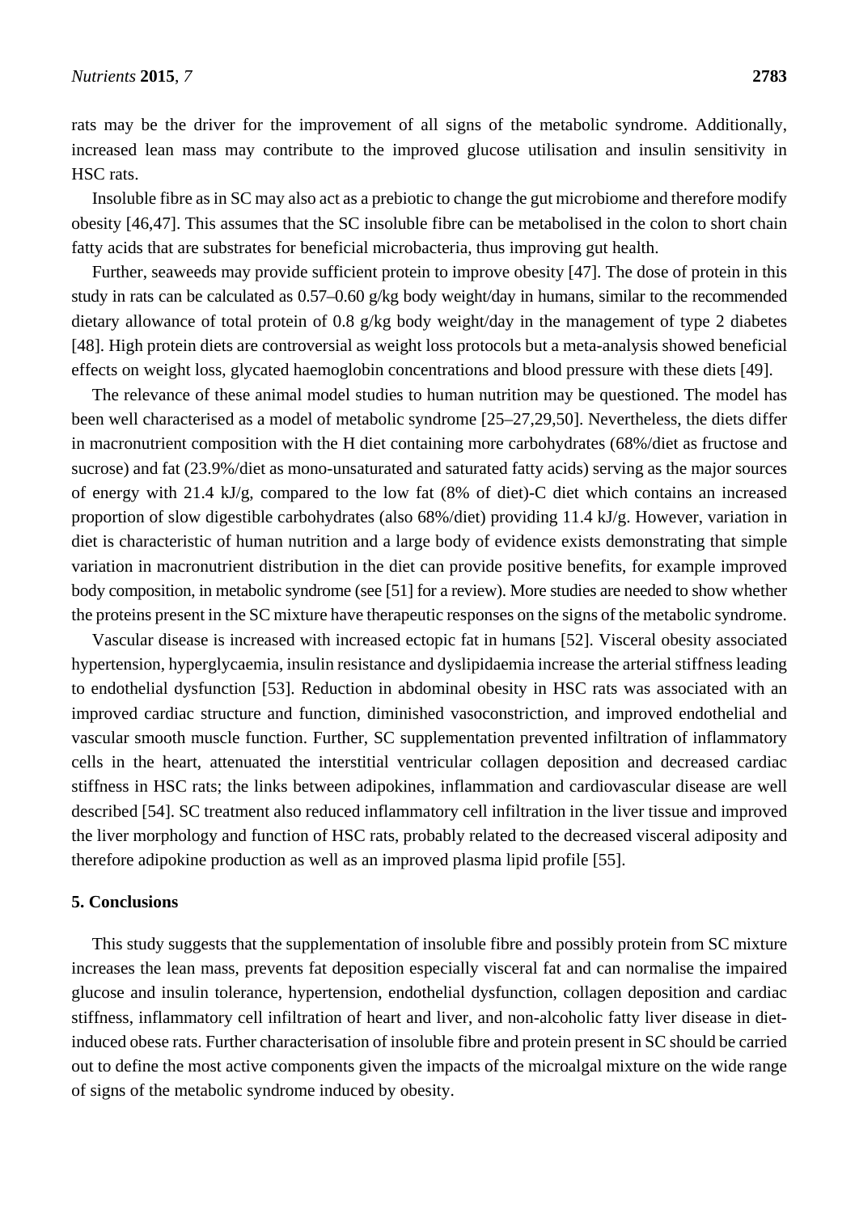rats may be the driver for the improvement of all signs of the metabolic syndrome. Additionally, increased lean mass may contribute to the improved glucose utilisation and insulin sensitivity in HSC rats.

Insoluble fibre as in SC may also act as a prebiotic to change the gut microbiome and therefore modify obesity [46,47]. This assumes that the SC insoluble fibre can be metabolised in the colon to short chain fatty acids that are substrates for beneficial microbacteria, thus improving gut health.

Further, seaweeds may provide sufficient protein to improve obesity [47]. The dose of protein in this study in rats can be calculated as 0.57–0.60 g/kg body weight/day in humans, similar to the recommended dietary allowance of total protein of 0.8 g/kg body weight/day in the management of type 2 diabetes [48]. High protein diets are controversial as weight loss protocols but a meta-analysis showed beneficial effects on weight loss, glycated haemoglobin concentrations and blood pressure with these diets [49].

The relevance of these animal model studies to human nutrition may be questioned. The model has been well characterised as a model of metabolic syndrome [25–27,29,50]. Nevertheless, the diets differ in macronutrient composition with the H diet containing more carbohydrates (68%/diet as fructose and sucrose) and fat (23.9%/diet as mono-unsaturated and saturated fatty acids) serving as the major sources of energy with 21.4 kJ/g, compared to the low fat (8% of diet)-C diet which contains an increased proportion of slow digestible carbohydrates (also 68%/diet) providing 11.4 kJ/g. However, variation in diet is characteristic of human nutrition and a large body of evidence exists demonstrating that simple variation in macronutrient distribution in the diet can provide positive benefits, for example improved body composition, in metabolic syndrome (see [51] for a review). More studies are needed to show whether the proteins present in the SC mixture have therapeutic responses on the signs of the metabolic syndrome.

Vascular disease is increased with increased ectopic fat in humans [52]. Visceral obesity associated hypertension, hyperglycaemia, insulin resistance and dyslipidaemia increase the arterial stiffness leading to endothelial dysfunction [53]. Reduction in abdominal obesity in HSC rats was associated with an improved cardiac structure and function, diminished vasoconstriction, and improved endothelial and vascular smooth muscle function. Further, SC supplementation prevented infiltration of inflammatory cells in the heart, attenuated the interstitial ventricular collagen deposition and decreased cardiac stiffness in HSC rats; the links between adipokines, inflammation and cardiovascular disease are well described [54]. SC treatment also reduced inflammatory cell infiltration in the liver tissue and improved the liver morphology and function of HSC rats, probably related to the decreased visceral adiposity and therefore adipokine production as well as an improved plasma lipid profile [55].

## 5. Conclusions

This study suggests that the supplementation of insoluble fibre and possibly protein from SC mixture increases the lean mass, prevents fat deposition especially visceral fat and can normalise the impaired glucose and insulin tolerance, hypertension, endothelial dysfunction, collagen deposition and cardiac stiffness, inflammatory cell infiltration of heart and liver, and non-alcoholic fatty liver disease in diet-induced obese rats. Further characterisation of insoluble fibre and protein present in SC should be carried out to define the most active components given the impacts of the microalgal mixture on the wide range of signs of the metabolic syndrome induced by obesity.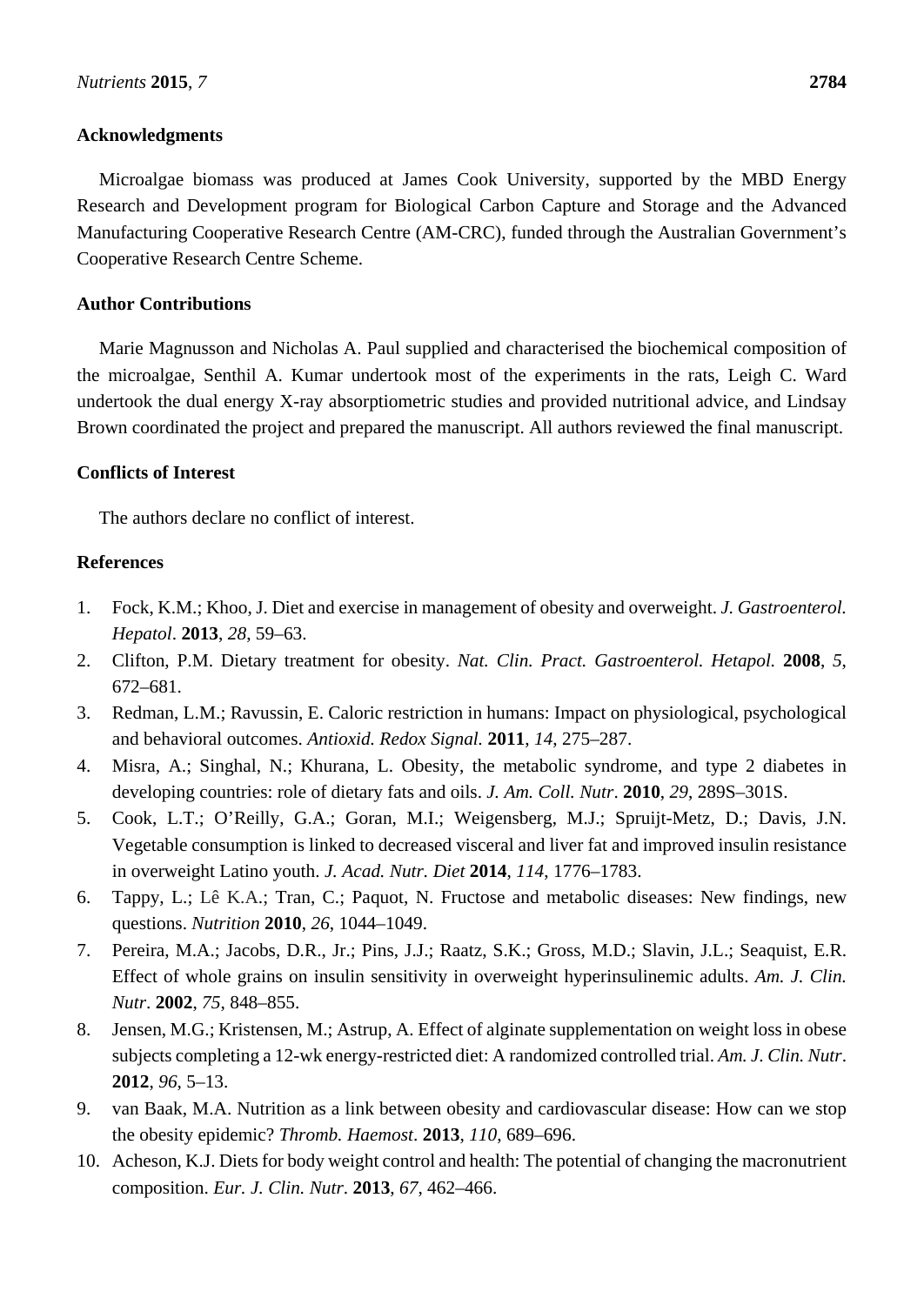## Acknowledgments

Microalgae biomass was produced at James Cook University, supported by the MBD Energy Research and Development program for Biological Carbon Capture and Storage and the Advanced Manufacturing Cooperative Research Centre (AM-CRC), funded through the Australian Government's Cooperative Research Centre Scheme.

## Author Contributions

Marie Magnusson and Nicholas A. Paul supplied and characterised the biochemical composition of the microalgae, Senthil A. Kumar undertook most of the experiments in the rats, Leigh C. Ward undertook the dual energy X-ray absorptiometric studies and provided nutritional advice, and Lindsay Brown coordinated the project and prepared the manuscript. All authors reviewed the final manuscript.

## Conflicts of Interest

The authors declare no conflict of interest.

## References

1. Fock, K.M.; Khoo, J. Diet and exercise in management of obesity and overweight. *J. Gastroenterol. Hepatol*. **2013**, *28*, 59–63.
2. Clifton, P.M. Dietary treatment for obesity. *Nat. Clin. Pract. Gastroenterol. Hetapol.* **2008**, *5*, 672–681.
3. Redman, L.M.; Ravussin, E. Caloric restriction in humans: Impact on physiological, psychological and behavioral outcomes. *Antioxid. Redox Signal.* **2011**, *14*, 275–287.
4. Misra, A.; Singhal, N.; Khurana, L. Obesity, the metabolic syndrome, and type 2 diabetes in developing countries: role of dietary fats and oils. *J. Am. Coll. Nutr*. **2010**, *29*, 289S–301S.
5. Cook, L.T.; O'Reilly, G.A.; Goran, M.I.; Weigensberg, M.J.; Spruijt-Metz, D.; Davis, J.N. Vegetable consumption is linked to decreased visceral and liver fat and improved insulin resistance in overweight Latino youth. *J. Acad. Nutr. Diet* **2014**, *114*, 1776–1783.
6. Tappy, L.; Lê K.A.; Tran, C.; Paquot, N. Fructose and metabolic diseases: New findings, new questions. *Nutrition* **2010**, *26*, 1044–1049.
7. Pereira, M.A.; Jacobs, D.R., Jr.; Pins, J.J.; Raatz, S.K.; Gross, M.D.; Slavin, J.L.; Seaquist, E.R. Effect of whole grains on insulin sensitivity in overweight hyperinsulinemic adults. *Am. J. Clin. Nutr*. **2002**, *75*, 848–855.
8. Jensen, M.G.; Kristensen, M.; Astrup, A. Effect of alginate supplementation on weight loss in obese subjects completing a 12-wk energy-restricted diet: A randomized controlled trial. *Am. J. Clin. Nutr*. **2012**, *96*, 5–13.
9. van Baak, M.A. Nutrition as a link between obesity and cardiovascular disease: How can we stop the obesity epidemic? *Thromb. Haemost*. **2013**, *110*, 689–696.
10. Acheson, K.J. Diets for body weight control and health: The potential of changing the macronutrient composition. *Eur. J. Clin. Nutr*. **2013**, *67*, 462–466.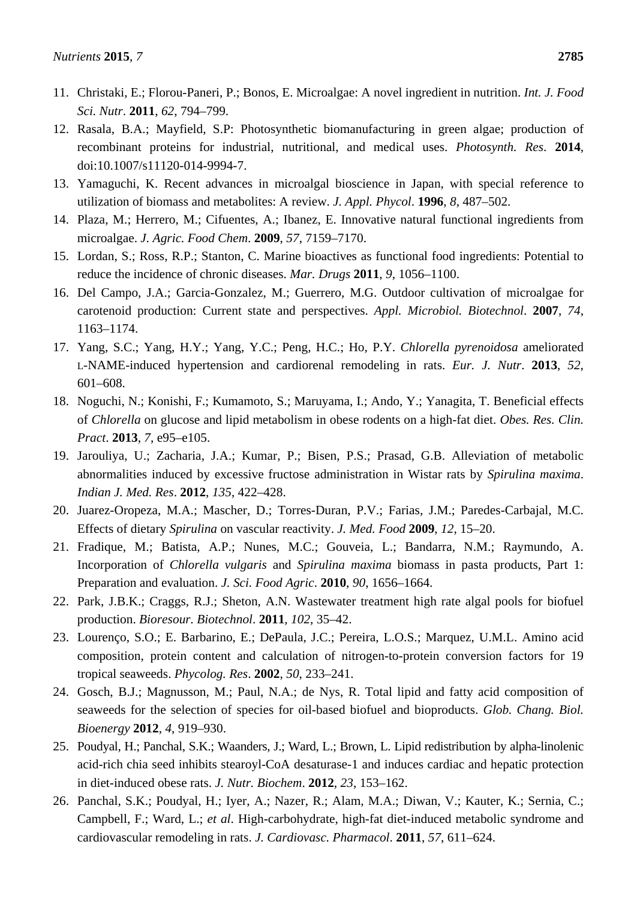11. Christaki, E.; Florou-Paneri, P.; Bonos, E. Microalgae: A novel ingredient in nutrition. *Int. J. Food Sci. Nutr*. **2011**, *62*, 794–799.
12. Rasala, B.A.; Mayfield, S.P: Photosynthetic biomanufacturing in green algae; production of recombinant proteins for industrial, nutritional, and medical uses. *Photosynth. Res*. **2014**, doi:10.1007/s11120-014-9994-7.
13. Yamaguchi, K. Recent advances in microalgal bioscience in Japan, with special reference to utilization of biomass and metabolites: A review. *J. Appl. Phycol*. **1996**, *8*, 487–502.
14. Plaza, M.; Herrero, M.; Cifuentes, A.; Ibanez, E. Innovative natural functional ingredients from microalgae. *J. Agric. Food Chem*. **2009**, *57*, 7159–7170.
15. Lordan, S.; Ross, R.P.; Stanton, C. Marine bioactives as functional food ingredients: Potential to reduce the incidence of chronic diseases. *Mar. Drugs* **2011**, *9*, 1056–1100.
16. Del Campo, J.A.; Garcia-Gonzalez, M.; Guerrero, M.G. Outdoor cultivation of microalgae for carotenoid production: Current state and perspectives. *Appl. Microbiol. Biotechnol*. **2007**, *74*, 1163–1174.
17. Yang, S.C.; Yang, H.Y.; Yang, Y.C.; Peng, H.C.; Ho, P.Y. *Chlorella pyrenoidosa* ameliorated L-NAME-induced hypertension and cardiorenal remodeling in rats. *Eur. J. Nutr*. **2013**, *52*, 601–608.
18. Noguchi, N.; Konishi, F.; Kumamoto, S.; Maruyama, I.; Ando, Y.; Yanagita, T. Beneficial effects of *Chlorella* on glucose and lipid metabolism in obese rodents on a high-fat diet. *Obes. Res. Clin. Pract*. **2013**, *7*, e95–e105.
19. Jarouliya, U.; Zacharia, J.A.; Kumar, P.; Bisen, P.S.; Prasad, G.B. Alleviation of metabolic abnormalities induced by excessive fructose administration in Wistar rats by *Spirulina maxima*. *Indian J. Med. Res*. **2012**, *135*, 422–428.
20. Juarez-Oropeza, M.A.; Mascher, D.; Torres-Duran, P.V.; Farias, J.M.; Paredes-Carbajal, M.C. Effects of dietary *Spirulina* on vascular reactivity. *J. Med. Food* **2009**, *12*, 15–20.
21. Fradique, M.; Batista, A.P.; Nunes, M.C.; Gouveia, L.; Bandarra, N.M.; Raymundo, A. Incorporation of *Chlorella vulgaris* and *Spirulina maxima* biomass in pasta products, Part 1: Preparation and evaluation. *J. Sci. Food Agric*. **2010**, *90*, 1656–1664.
22. Park, J.B.K.; Craggs, R.J.; Sheton, A.N. Wastewater treatment high rate algal pools for biofuel production. *Bioresour. Biotechnol*. **2011**, *102*, 35–42.
23. Lourenço, S.O.; E. Barbarino, E.; DePaula, J.C.; Pereira, L.O.S.; Marquez, U.M.L. Amino acid composition, protein content and calculation of nitrogen-to-protein conversion factors for 19 tropical seaweeds. *Phycolog. Res*. **2002**, *50*, 233–241.
24. Gosch, B.J.; Magnusson, M.; Paul, N.A.; de Nys, R. Total lipid and fatty acid composition of seaweeds for the selection of species for oil-based biofuel and bioproducts. *Glob. Chang. Biol. Bioenergy* **2012**, *4*, 919–930.
25. Poudyal, H.; Panchal, S.K.; Waanders, J.; Ward, L.; Brown, L. Lipid redistribution by alpha-linolenic acid-rich chia seed inhibits stearoyl-CoA desaturase-1 and induces cardiac and hepatic protection in diet-induced obese rats. *J. Nutr. Biochem*. **2012**, *23*, 153–162.
26. Panchal, S.K.; Poudyal, H.; Iyer, A.; Nazer, R.; Alam, M.A.; Diwan, V.; Kauter, K.; Sernia, C.; Campbell, F.; Ward, L.; *et al*. High-carbohydrate, high-fat diet-induced metabolic syndrome and cardiovascular remodeling in rats. *J. Cardiovasc. Pharmacol*. **2011**, *57*, 611–624.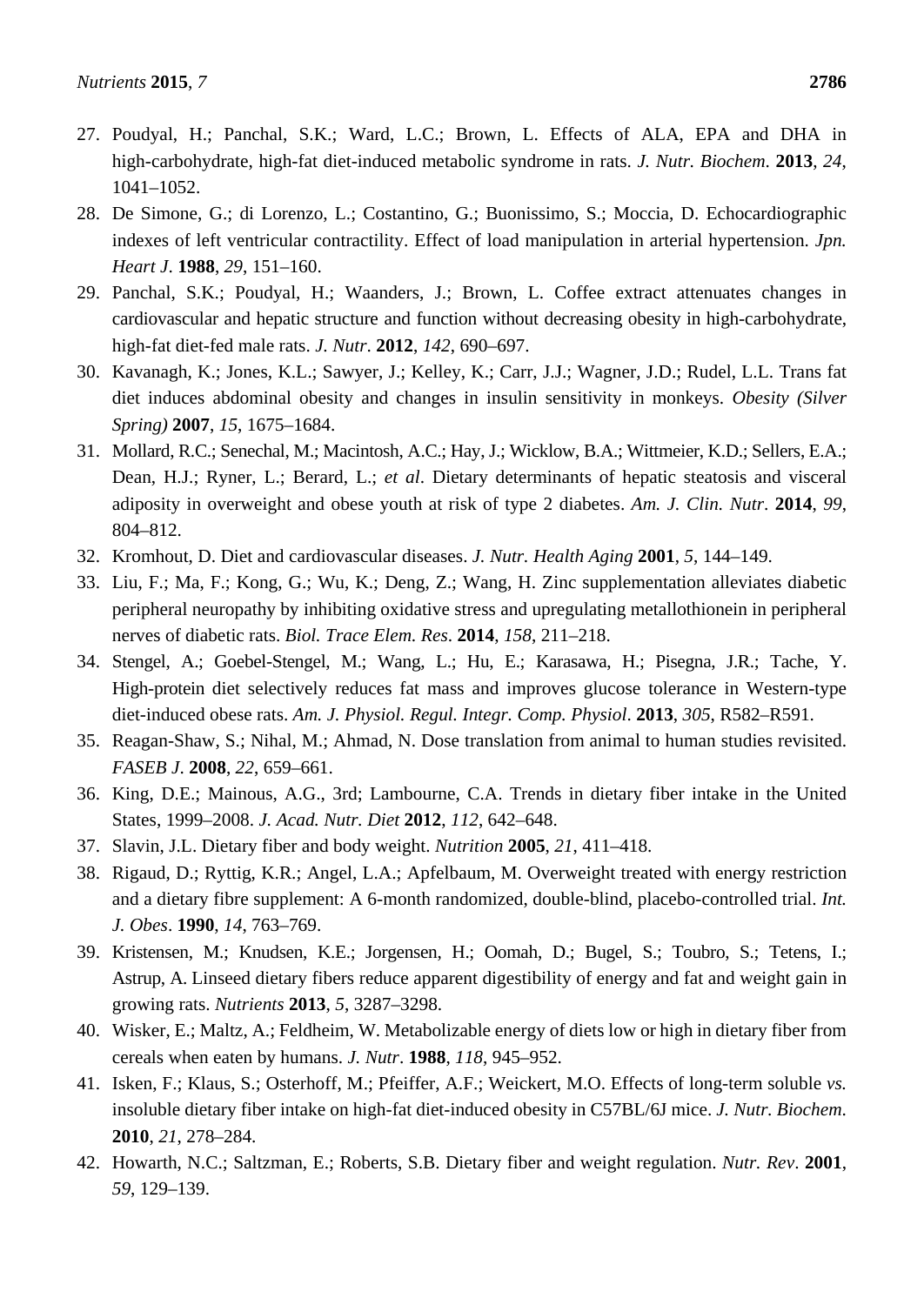27. Poudyal, H.; Panchal, S.K.; Ward, L.C.; Brown, L. Effects of ALA, EPA and DHA in high-carbohydrate, high-fat diet-induced metabolic syndrome in rats. *J. Nutr. Biochem*. **2013**, *24*, 1041–1052.
28. De Simone, G.; di Lorenzo, L.; Costantino, G.; Buonissimo, S.; Moccia, D. Echocardiographic indexes of left ventricular contractility. Effect of load manipulation in arterial hypertension. *Jpn. Heart J*. **1988**, *29*, 151–160.
29. Panchal, S.K.; Poudyal, H.; Waanders, J.; Brown, L. Coffee extract attenuates changes in cardiovascular and hepatic structure and function without decreasing obesity in high-carbohydrate, high-fat diet-fed male rats. *J. Nutr*. **2012**, *142*, 690–697.
30. Kavanagh, K.; Jones, K.L.; Sawyer, J.; Kelley, K.; Carr, J.J.; Wagner, J.D.; Rudel, L.L. Trans fat diet induces abdominal obesity and changes in insulin sensitivity in monkeys. *Obesity (Silver Spring)* **2007**, *15*, 1675–1684.
31. Mollard, R.C.; Senechal, M.; Macintosh, A.C.; Hay, J.; Wicklow, B.A.; Wittmeier, K.D.; Sellers, E.A.; Dean, H.J.; Ryner, L.; Berard, L.; *et al*. Dietary determinants of hepatic steatosis and visceral adiposity in overweight and obese youth at risk of type 2 diabetes. *Am. J. Clin. Nutr*. **2014**, *99*, 804–812.
32. Kromhout, D. Diet and cardiovascular diseases. *J. Nutr. Health Aging* **2001**, *5*, 144–149.
33. Liu, F.; Ma, F.; Kong, G.; Wu, K.; Deng, Z.; Wang, H. Zinc supplementation alleviates diabetic peripheral neuropathy by inhibiting oxidative stress and upregulating metallothionein in peripheral nerves of diabetic rats. *Biol. Trace Elem. Res*. **2014**, *158*, 211–218.
34. Stengel, A.; Goebel-Stengel, M.; Wang, L.; Hu, E.; Karasawa, H.; Pisegna, J.R.; Tache, Y. High-protein diet selectively reduces fat mass and improves glucose tolerance in Western-type diet-induced obese rats. *Am. J. Physiol. Regul. Integr. Comp. Physiol*. **2013**, *305*, R582–R591.
35. Reagan-Shaw, S.; Nihal, M.; Ahmad, N. Dose translation from animal to human studies revisited. *FASEB J*. **2008**, *22*, 659–661.
36. King, D.E.; Mainous, A.G., 3rd; Lambourne, C.A. Trends in dietary fiber intake in the United States, 1999–2008. *J. Acad. Nutr. Diet* **2012**, *112*, 642–648.
37. Slavin, J.L. Dietary fiber and body weight. *Nutrition* **2005**, *21*, 411–418.
38. Rigaud, D.; Ryttig, K.R.; Angel, L.A.; Apfelbaum, M. Overweight treated with energy restriction and a dietary fibre supplement: A 6-month randomized, double-blind, placebo-controlled trial. *Int. J. Obes*. **1990**, *14*, 763–769.
39. Kristensen, M.; Knudsen, K.E.; Jorgensen, H.; Oomah, D.; Bugel, S.; Toubro, S.; Tetens, I.; Astrup, A. Linseed dietary fibers reduce apparent digestibility of energy and fat and weight gain in growing rats. *Nutrients* **2013**, *5*, 3287–3298.
40. Wisker, E.; Maltz, A.; Feldheim, W. Metabolizable energy of diets low or high in dietary fiber from cereals when eaten by humans. *J. Nutr*. **1988**, *118*, 945–952.
41. Isken, F.; Klaus, S.; Osterhoff, M.; Pfeiffer, A.F.; Weickert, M.O. Effects of long-term soluble *vs.* insoluble dietary fiber intake on high-fat diet-induced obesity in C57BL/6J mice. *J. Nutr. Biochem*. **2010**, *21*, 278–284.
42. Howarth, N.C.; Saltzman, E.; Roberts, S.B. Dietary fiber and weight regulation. *Nutr. Rev*. **2001**, *59*, 129–139.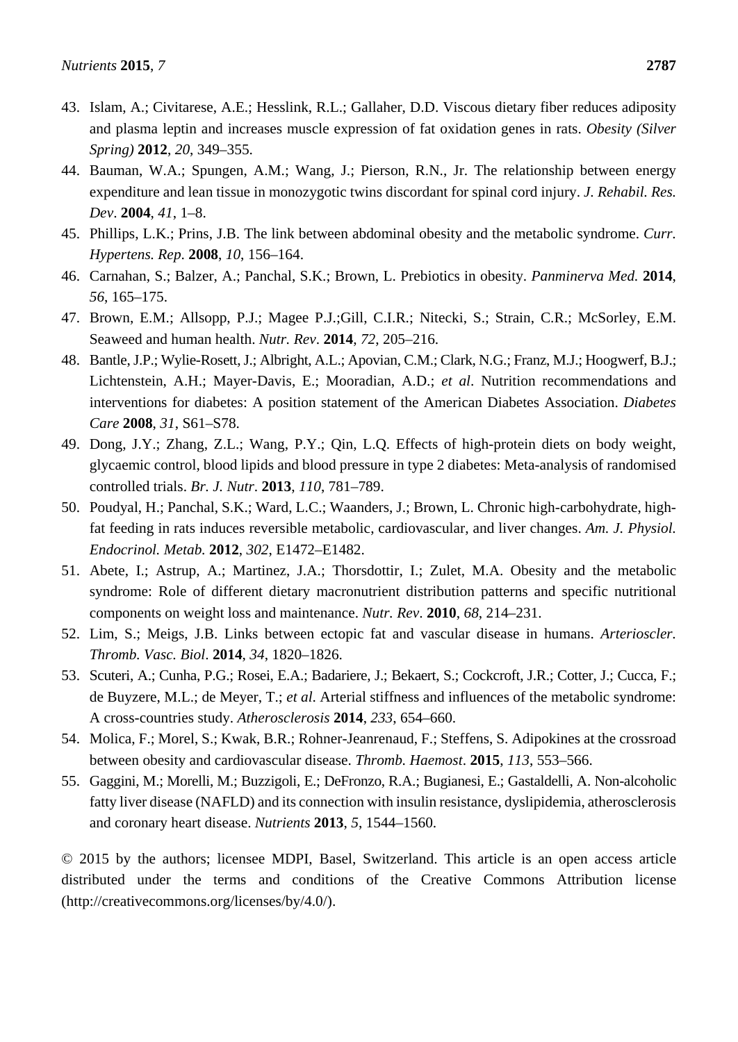43. Islam, A.; Civitarese, A.E.; Hesslink, R.L.; Gallaher, D.D. Viscous dietary fiber reduces adiposity and plasma leptin and increases muscle expression of fat oxidation genes in rats. *Obesity (Silver Spring)* **2012**, *20*, 349–355.
44. Bauman, W.A.; Spungen, A.M.; Wang, J.; Pierson, R.N., Jr. The relationship between energy expenditure and lean tissue in monozygotic twins discordant for spinal cord injury. *J. Rehabil. Res. Dev*. **2004**, *41*, 1–8.
45. Phillips, L.K.; Prins, J.B. The link between abdominal obesity and the metabolic syndrome. *Curr. Hypertens. Rep*. **2008**, *10*, 156–164.
46. Carnahan, S.; Balzer, A.; Panchal, S.K.; Brown, L. Prebiotics in obesity. *Panminerva Med.* **2014**, *56*, 165–175.
47. Brown, E.M.; Allsopp, P.J.; Magee P.J.;Gill, C.I.R.; Nitecki, S.; Strain, C.R.; McSorley, E.M. Seaweed and human health. *Nutr. Rev*. **2014**, *72*, 205–216.
48. Bantle, J.P.; Wylie-Rosett, J.; Albright, A.L.; Apovian, C.M.; Clark, N.G.; Franz, M.J.; Hoogwerf, B.J.; Lichtenstein, A.H.; Mayer-Davis, E.; Mooradian, A.D.; *et al*. Nutrition recommendations and interventions for diabetes: A position statement of the American Diabetes Association. *Diabetes Care* **2008**, *31*, S61–S78.
49. Dong, J.Y.; Zhang, Z.L.; Wang, P.Y.; Qin, L.Q. Effects of high-protein diets on body weight, glycaemic control, blood lipids and blood pressure in type 2 diabetes: Meta-analysis of randomised controlled trials. *Br. J. Nutr*. **2013**, *110*, 781–789.
50. Poudyal, H.; Panchal, S.K.; Ward, L.C.; Waanders, J.; Brown, L. Chronic high-carbohydrate, high-fat feeding in rats induces reversible metabolic, cardiovascular, and liver changes. *Am. J. Physiol. Endocrinol. Metab.* **2012**, *302*, E1472–E1482.
51. Abete, I.; Astrup, A.; Martinez, J.A.; Thorsdottir, I.; Zulet, M.A. Obesity and the metabolic syndrome: Role of different dietary macronutrient distribution patterns and specific nutritional components on weight loss and maintenance. *Nutr. Rev*. **2010**, *68*, 214–231.
52. Lim, S.; Meigs, J.B. Links between ectopic fat and vascular disease in humans. *Arterioscler. Thromb. Vasc. Biol*. **2014**, *34*, 1820–1826.
53. Scuteri, A.; Cunha, P.G.; Rosei, E.A.; Badariere, J.; Bekaert, S.; Cockcroft, J.R.; Cotter, J.; Cucca, F.; de Buyzere, M.L.; de Meyer, T.; *et al*. Arterial stiffness and influences of the metabolic syndrome: A cross-countries study. *Atherosclerosis* **2014**, *233*, 654–660.
54. Molica, F.; Morel, S.; Kwak, B.R.; Rohner-Jeanrenaud, F.; Steffens, S. Adipokines at the crossroad between obesity and cardiovascular disease. *Thromb. Haemost*. **2015**, *113*, 553–566.
55. Gaggini, M.; Morelli, M.; Buzzigoli, E.; DeFronzo, R.A.; Bugianesi, E.; Gastaldelli, A. Non-alcoholic fatty liver disease (NAFLD) and its connection with insulin resistance, dyslipidemia, atherosclerosis and coronary heart disease. *Nutrients* **2013**, *5*, 1544–1560.

© 2015 by the authors; licensee MDPI, Basel, Switzerland. This article is an open access article distributed under the terms and conditions of the Creative Commons Attribution license (http://creativecommons.org/licenses/by/4.0/).